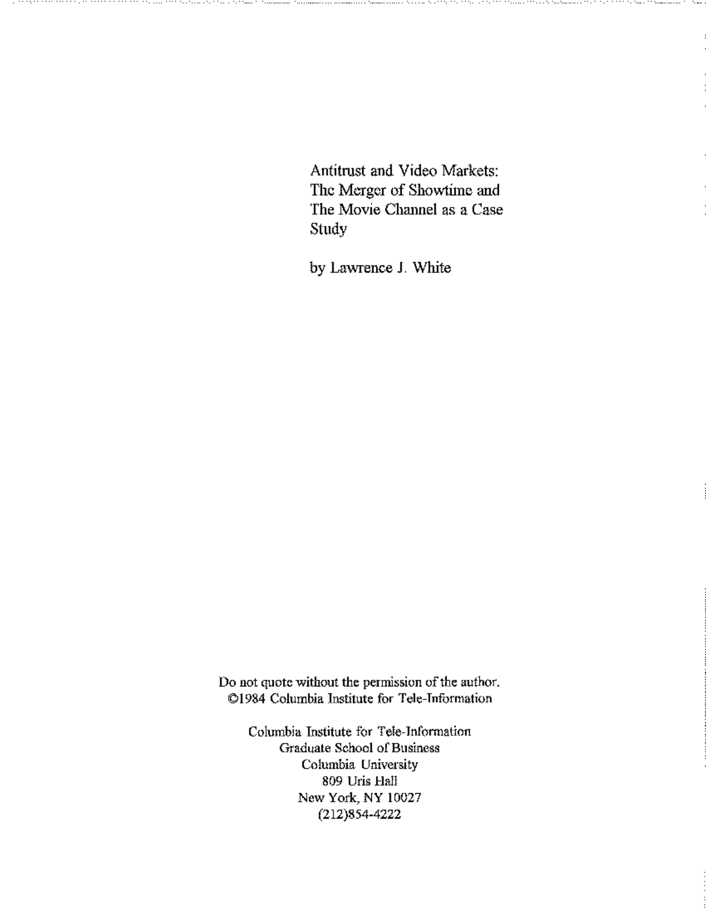# Antitrust and Video Markets: The Merger of Showtime and The Movie Channel as a Case Study

by Lawrence J. White

Do not quote without the permission of the author.
©1984 Columbia Institute for Tele-Information

Columbia Institute for Tele-Information
Graduate School of Business
Columbia University
809 Uris Hall
New York, NY 10027
(212)854-4222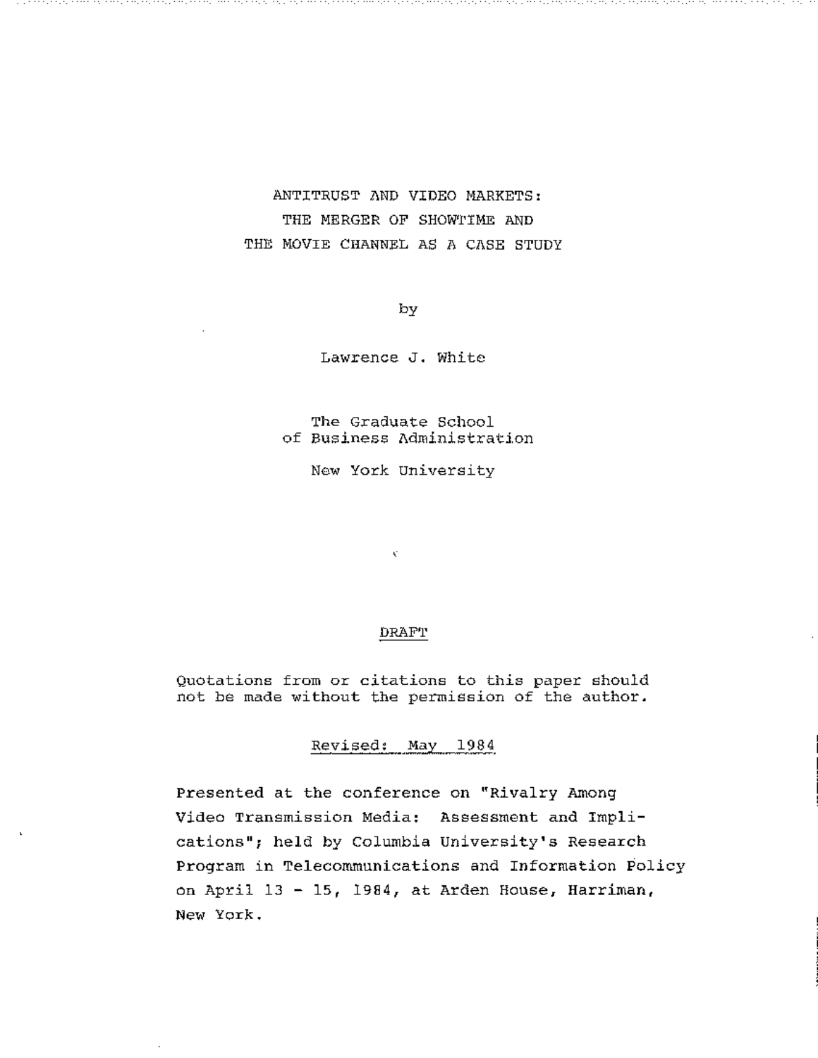# ANTITRUST AND VIDEO MARKETS: THE MERGER OF SHOWTIME AND THE MOVIE CHANNEL AS A CASE STUDY

by

Lawrence J. White

The Graduate School of Business Administration

New York University

DRAFT

Quotations from or citations to this paper should not be made without the permission of the author.

Revised: May 1984

Presented at the conference on "Rivalry Among Video Transmission Media: Assessment and Implications"; held by Columbia University's Research Program in Telecommunications and Information Policy on April 13 - 15, 1984, at Arden House, Harriman, New York.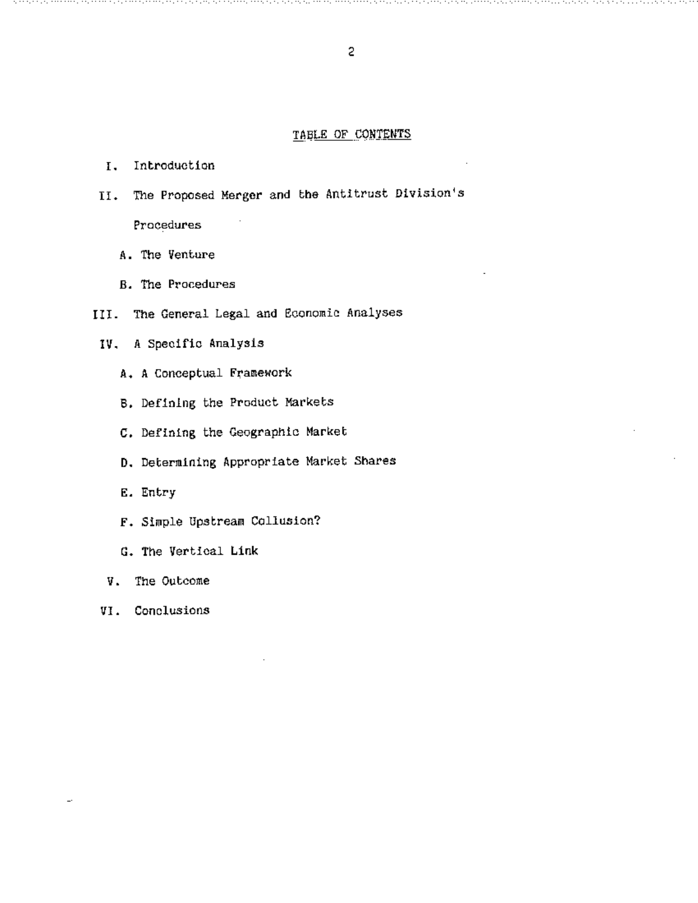## TABLE OF CONTENTS

I. Introduction

II. The Proposed Merger and the Antitrust Division's Procedures

  A. The Venture

  B. The Procedures

III. The General Legal and Economic Analyses

IV. A Specific Analysis

  A. A Conceptual Framework

  B. Defining the Product Markets

  C. Defining the Geographic Market

  D. Determining Appropriate Market Shares

  E. Entry

  F. Simple Upstream Collusion?

  G. The Vertical Link

V. The Outcome

VI. Conclusions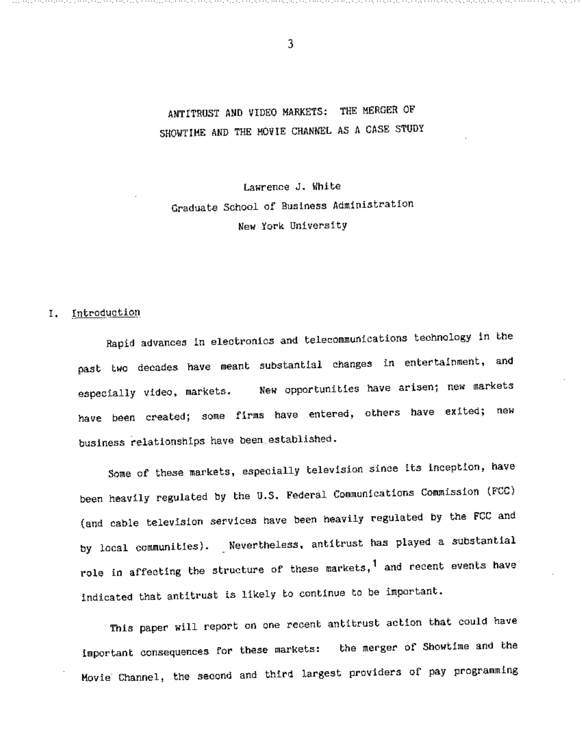# ANTITRUST AND VIDEO MARKETS: THE MERGER OF SHOWTIME AND THE MOVIE CHANNEL AS A CASE STUDY

Lawrence J. White
Graduate School of Business Administration
New York University

## I. Introduction

Rapid advances in electronics and telecommunications technology in the past two decades have meant substantial changes in entertainment, and especially video, markets. New opportunities have arisen; new markets have been created; some firms have entered, others have exited; new business relationships have been established.

Some of these markets, especially television since its inception, have been heavily regulated by the U.S. Federal Communications Commission (FCC) (and cable television services have been heavily regulated by the FCC and by local communities). Nevertheless, antitrust has played a substantial role in affecting the structure of these markets,[1] and recent events have indicated that antitrust is likely to continue to be important.

This paper will report on one recent antitrust action that could have important consequences for these markets: the merger of Showtime and the Movie Channel, the second and third largest providers of pay programming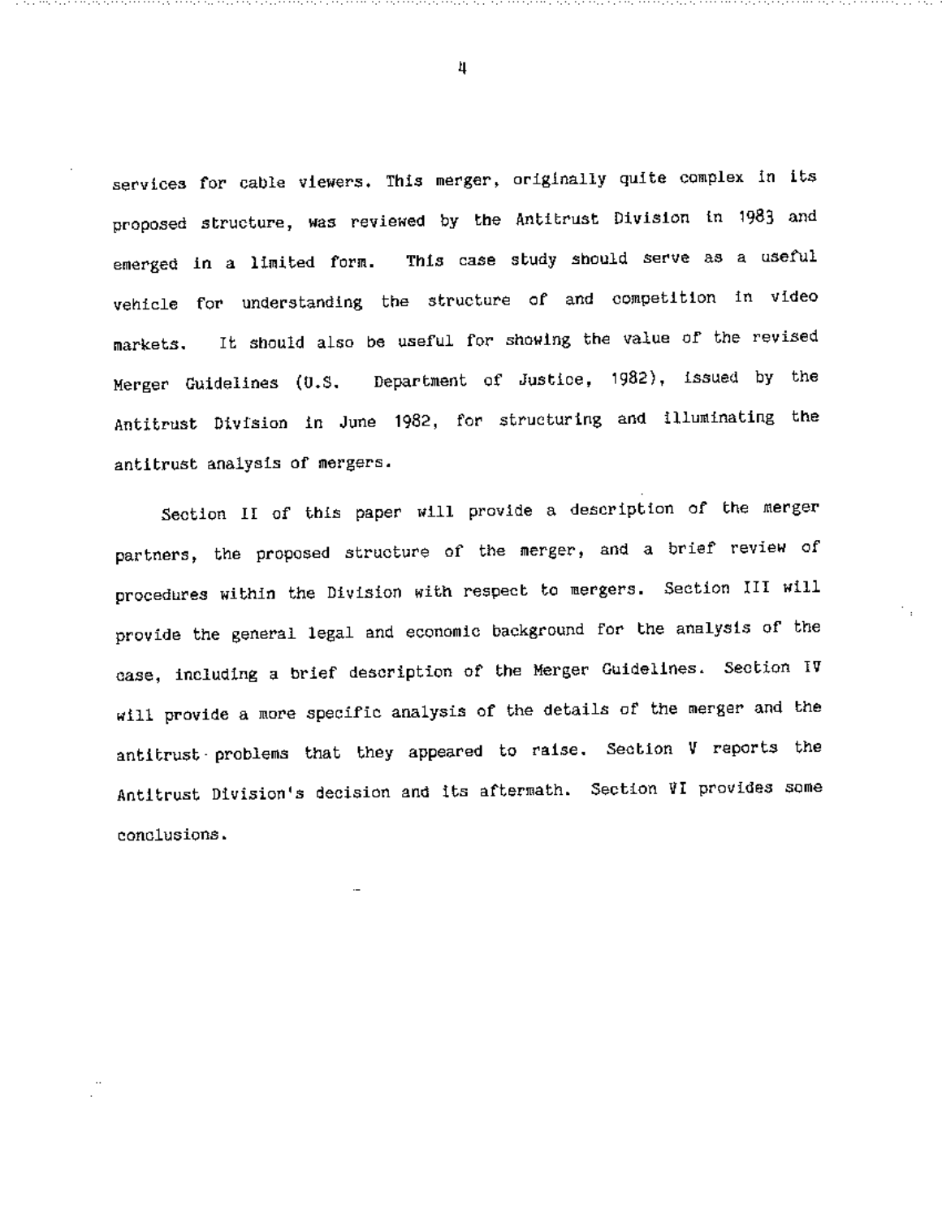services for cable viewers. This merger, originally quite complex in its proposed structure, was reviewed by the Antitrust Division in 1983 and emerged in a limited form. This case study should serve as a useful vehicle for understanding the structure of and competition in video markets. It should also be useful for showing the value of the revised Merger Guidelines (U.S. Department of Justice, 1982), issued by the Antitrust Division in June 1982, for structuring and illuminating the antitrust analysis of mergers.

Section II of this paper will provide a description of the merger partners, the proposed structure of the merger, and a brief review of procedures within the Division with respect to mergers. Section III will provide the general legal and economic background for the analysis of the case, including a brief description of the Merger Guidelines. Section IV will provide a more specific analysis of the details of the merger and the antitrust problems that they appeared to raise. Section V reports the Antitrust Division's decision and its aftermath. Section VI provides some conclusions.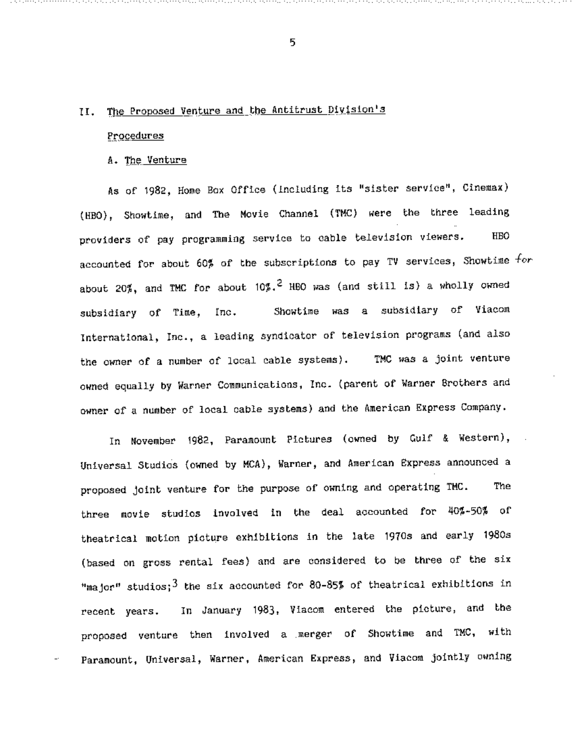## II. The Proposed Venture and the Antitrust Division's Procedures

### A. The Venture

As of 1982, Home Box Office (including its "sister service", Cinemax) (HBO), Showtime, and The Movie Channel (TMC) were the three leading providers of pay programming service to cable television viewers. HBO accounted for about 60% of the subscriptions to pay TV services, Showtime for about 20%, and TMC for about 10%.[2] HBO was (and still is) a wholly owned subsidiary of Time, Inc. Showtime was a subsidiary of Viacom International, Inc., a leading syndicator of television programs (and also the owner of a number of local cable systems). TMC was a joint venture owned equally by Warner Communications, Inc. (parent of Warner Brothers and owner of a number of local cable systems) and the American Express Company.

In November 1982, Paramount Pictures (owned by Gulf & Western), Universal Studios (owned by MCA), Warner, and American Express announced a proposed joint venture for the purpose of owning and operating TMC. The three movie studios involved in the deal accounted for 40%-50% of theatrical motion picture exhibitions in the late 1970s and early 1980s (based on gross rental fees) and are considered to be three of the six "major" studios;[3] the six accounted for 80-85% of theatrical exhibitions in recent years. In January 1983, Viacom entered the picture, and the proposed venture then involved a merger of Showtime and TMC, with Paramount, Universal, Warner, American Express, and Viacom jointly owning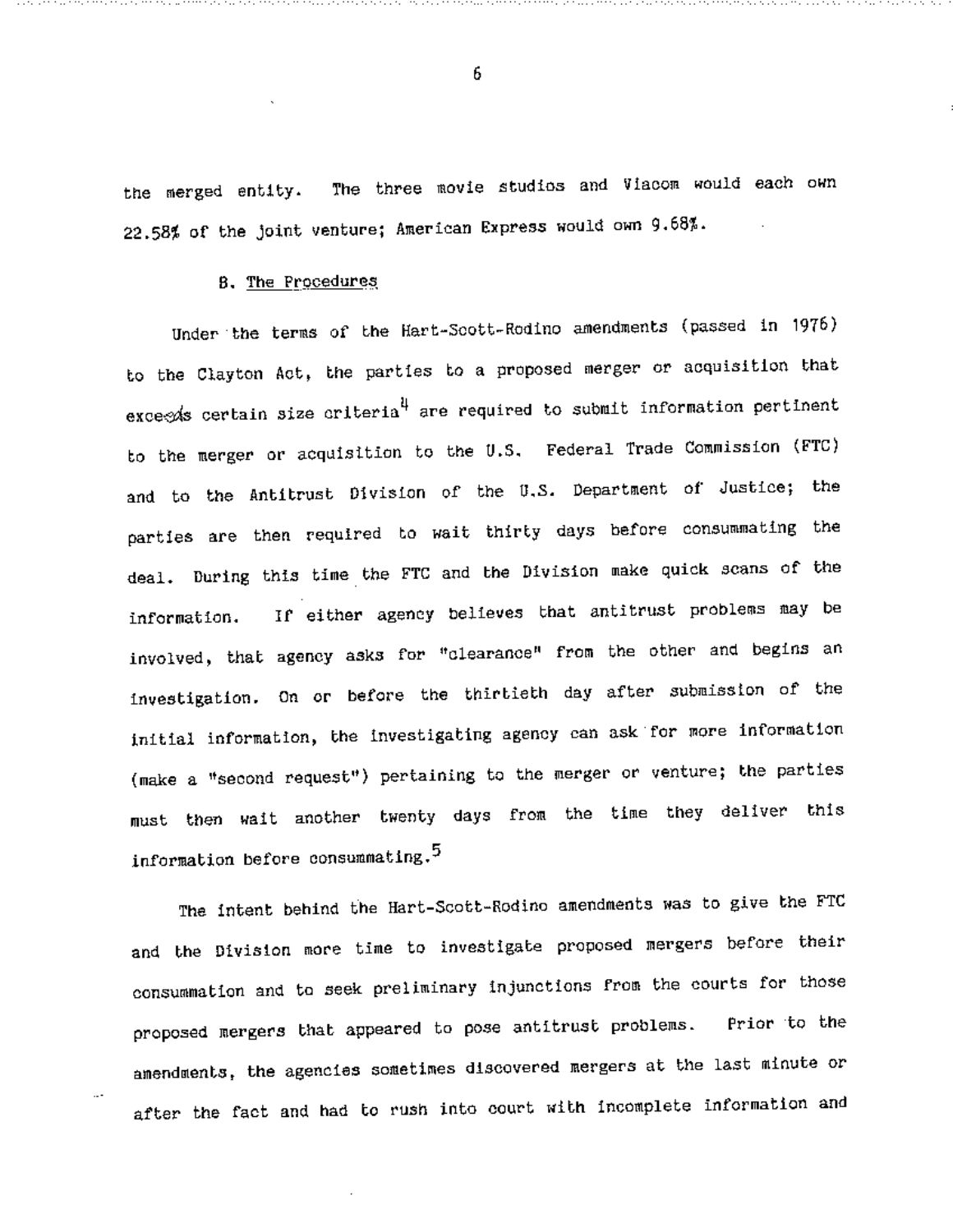the merged entity. The three movie studios and Viacom would each own 22.58% of the joint venture; American Express would own 9.68%.

### B. The Procedures

Under the terms of the Hart-Scott-Rodino amendments (passed in 1976) to the Clayton Act, the parties to a proposed merger or acquisition that exceeds certain size criteria[4] are required to submit information pertinent to the merger or acquisition to the U.S. Federal Trade Commission (FTC) and to the Antitrust Division of the U.S. Department of Justice; the parties are then required to wait thirty days before consummating the deal. During this time the FTC and the Division make quick scans of the information. If either agency believes that antitrust problems may be involved, that agency asks for "clearance" from the other and begins an investigation. On or before the thirtieth day after submission of the initial information, the investigating agency can ask for more information (make a "second request") pertaining to the merger or venture; the parties must then wait another twenty days from the time they deliver this information before consummating.[5]

The intent behind the Hart-Scott-Rodino amendments was to give the FTC and the Division more time to investigate proposed mergers before their consummation and to seek preliminary injunctions from the courts for those proposed mergers that appeared to pose antitrust problems. Prior to the amendments, the agencies sometimes discovered mergers at the last minute or after the fact and had to rush into court with incomplete information and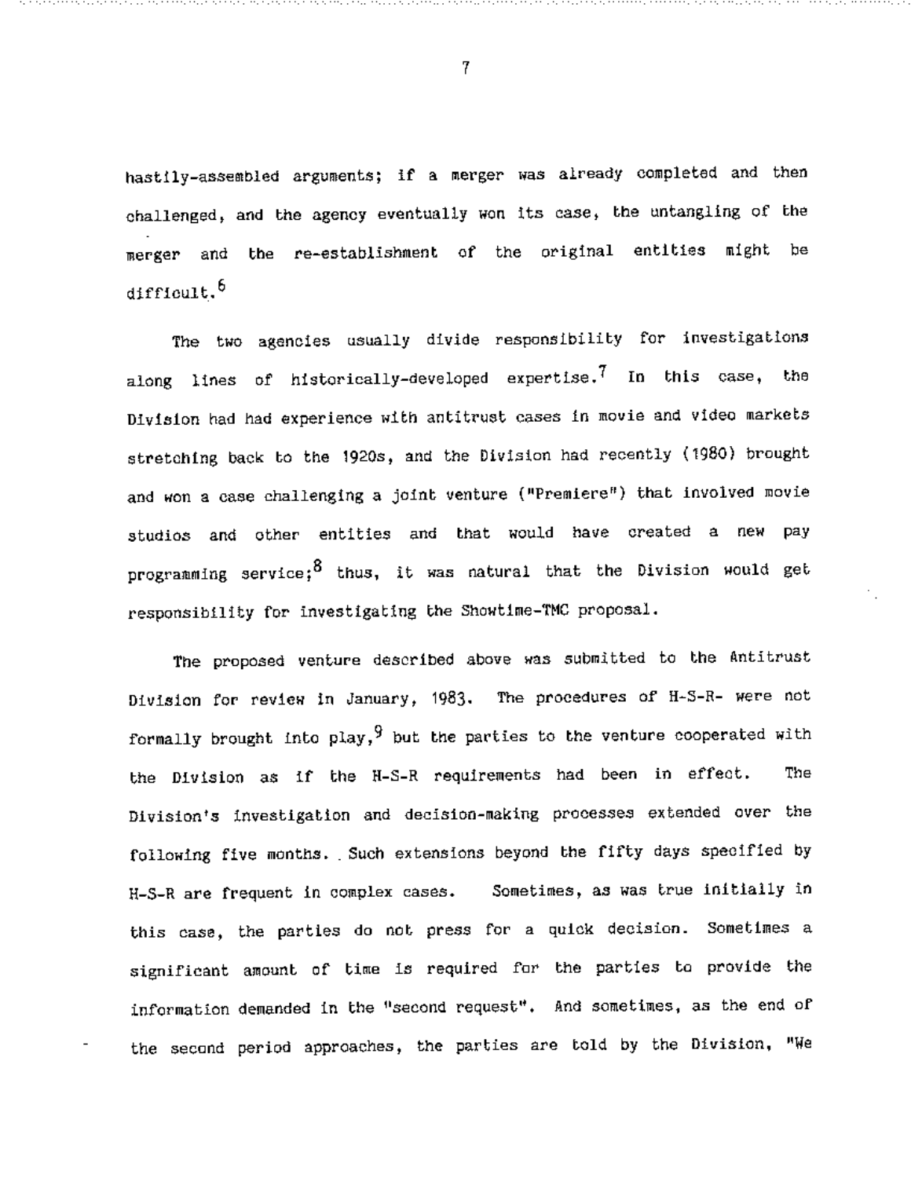hastily-assembled arguments; if a merger was already completed and then challenged, and the agency eventually won its case, the untangling of the merger and the re-establishment of the original entities might be difficult.[6]

The two agencies usually divide responsibility for investigations along lines of historically-developed expertise.[7] In this case, the Division had had experience with antitrust cases in movie and video markets stretching back to the 1920s, and the Division had recently (1980) brought and won a case challenging a joint venture ("Premiere") that involved movie studios and other entities and that would have created a new pay programming service;[8] thus, it was natural that the Division would get responsibility for investigating the Showtime-TMC proposal.

The proposed venture described above was submitted to the Antitrust Division for review in January, 1983. The procedures of H-S-R- were not formally brought into play,[9] but the parties to the venture cooperated with the Division as if the H-S-R requirements had been in effect. The Division's investigation and decision-making processes extended over the following five months. Such extensions beyond the fifty days specified by H-S-R are frequent in complex cases. Sometimes, as was true initially in this case, the parties do not press for a quick decision. Sometimes a significant amount of time is required for the parties to provide the information demanded in the "second request". And sometimes, as the end of the second period approaches, the parties are told by the Division, "We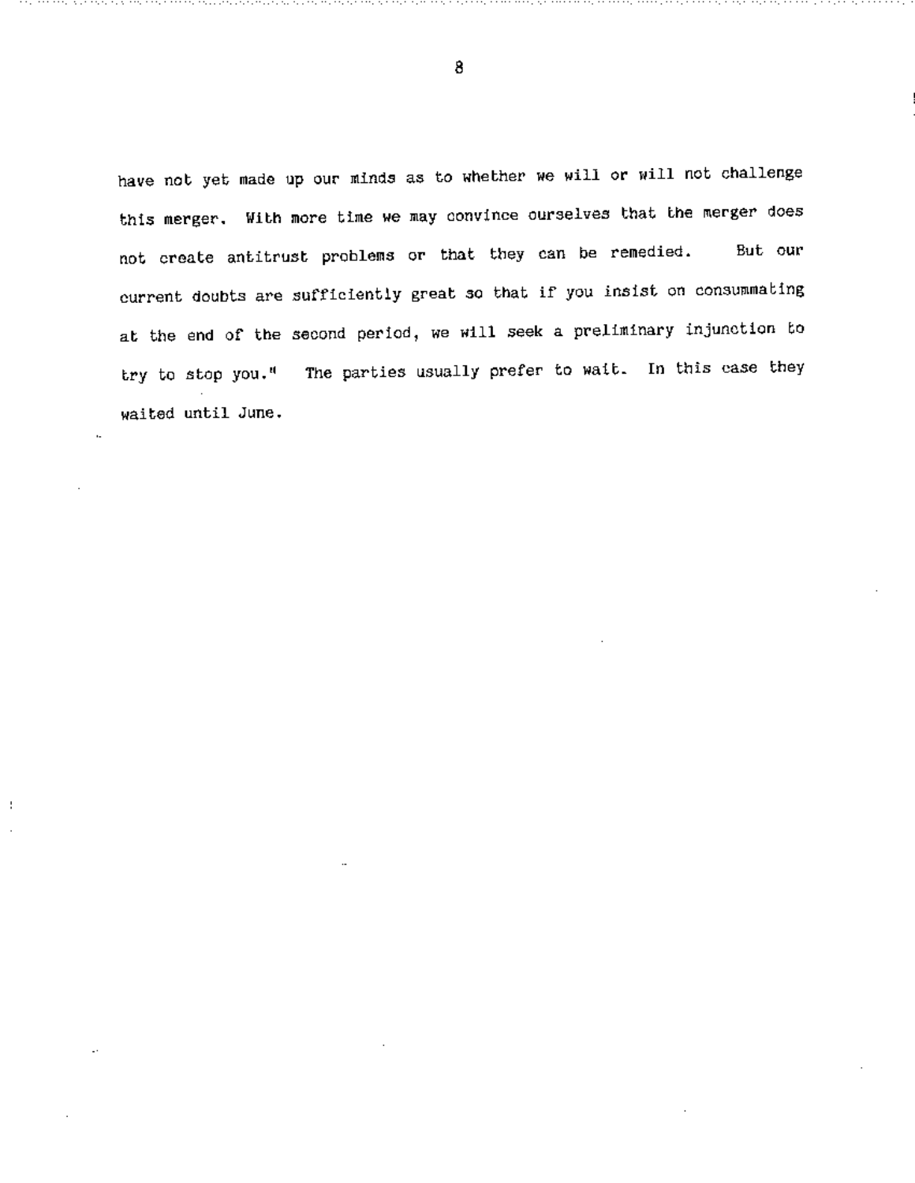have not yet made up our minds as to whether we will or will not challenge this merger. With more time we may convince ourselves that the merger does not create antitrust problems or that they can be remedied. But our current doubts are sufficiently great so that if you insist on consummating at the end of the second period, we will seek a preliminary injunction to try to stop you." The parties usually prefer to wait. In this case they waited until June.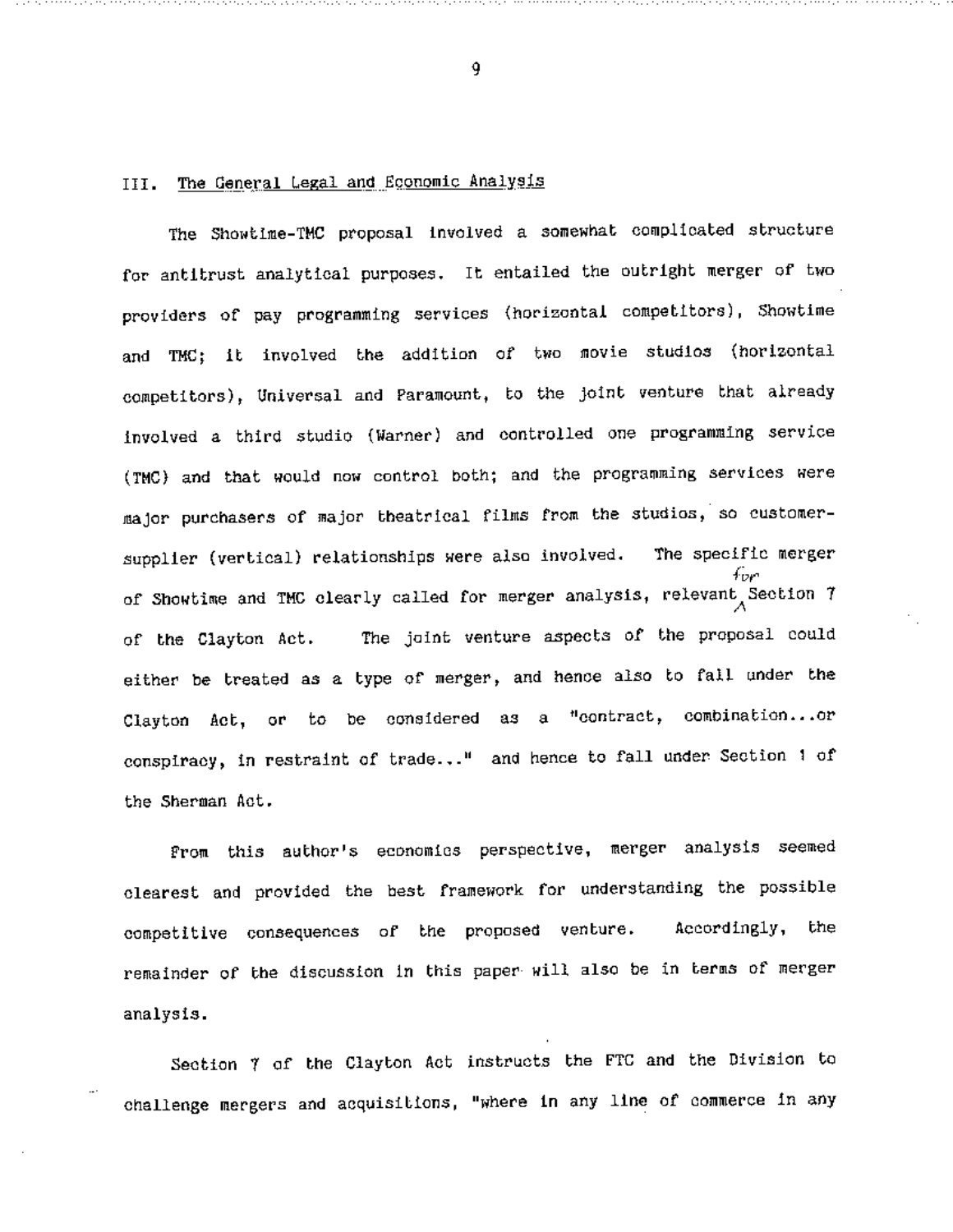## III. The General Legal and Economic Analysis

The Showtime-TMC proposal involved a somewhat complicated structure for antitrust analytical purposes. It entailed the outright merger of two providers of pay programming services (horizontal competitors), Showtime and TMC; it involved the addition of two movie studios (horizontal competitors), Universal and Paramount, to the joint venture that already involved a third studio (Warner) and controlled one programming service (TMC) and that would now control both; and the programming services were major purchasers of major theatrical films from the studios, so customer-supplier (vertical) relationships were also involved. The specific merger of Showtime and TMC clearly called for merger analysis, relevant for Section 7 of the Clayton Act. The joint venture aspects of the proposal could either be treated as a type of merger, and hence also to fall under the Clayton Act, or to be considered as a "contract, combination...or conspiracy, in restraint of trade..." and hence to fall under Section 1 of the Sherman Act.

From this author's economics perspective, merger analysis seemed clearest and provided the best framework for understanding the possible competitive consequences of the proposed venture. Accordingly, the remainder of the discussion in this paper will also be in terms of merger analysis.

Section 7 of the Clayton Act instructs the FTC and the Division to challenge mergers and acquisitions, "where in any line of commerce in any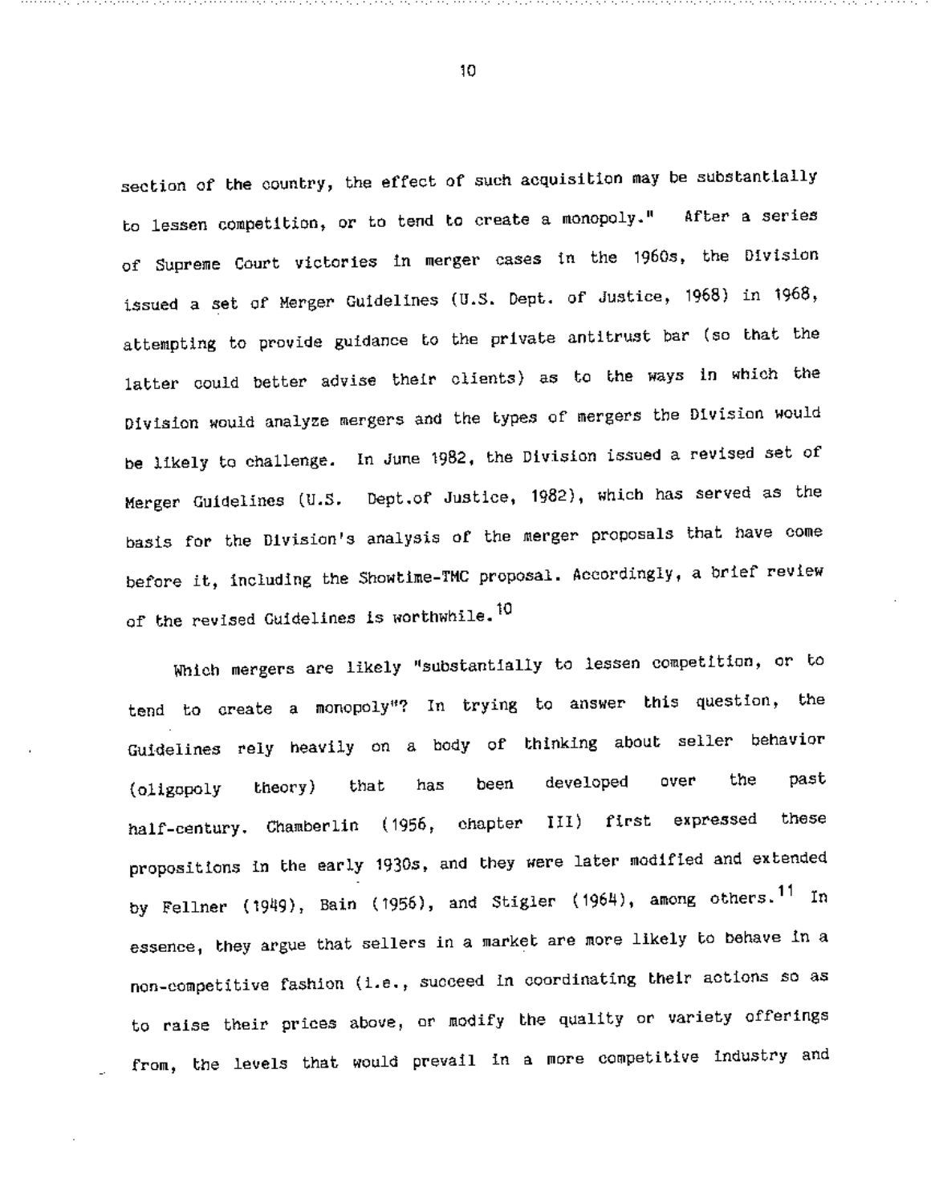section of the country, the effect of such acquisition may be substantially to lessen competition, or to tend to create a monopoly." After a series of Supreme Court victories in merger cases in the 1960s, the Division issued a set of Merger Guidelines (U.S. Dept. of Justice, 1968) in 1968, attempting to provide guidance to the private antitrust bar (so that the latter could better advise their clients) as to the ways in which the Division would analyze mergers and the types of mergers the Division would be likely to challenge. In June 1982, the Division issued a revised set of Merger Guidelines (U.S. Dept.of Justice, 1982), which has served as the basis for the Division's analysis of the merger proposals that have come before it, including the Showtime-TMC proposal. Accordingly, a brief review of the revised Guidelines is worthwhile.[10]

Which mergers are likely "substantially to lessen competition, or to tend to create a monopoly"? In trying to answer this question, the Guidelines rely heavily on a body of thinking about seller behavior (oligopoly theory) that has been developed over the past half-century. Chamberlin (1956, chapter III) first expressed these propositions in the early 1930s, and they were later modified and extended by Fellner (1949), Bain (1956), and Stigler (1964), among others.[11] In essence, they argue that sellers in a market are more likely to behave in a non-competitive fashion (i.e., succeed in coordinating their actions so as to raise their prices above, or modify the quality or variety offerings from, the levels that would prevail in a more competitive industry and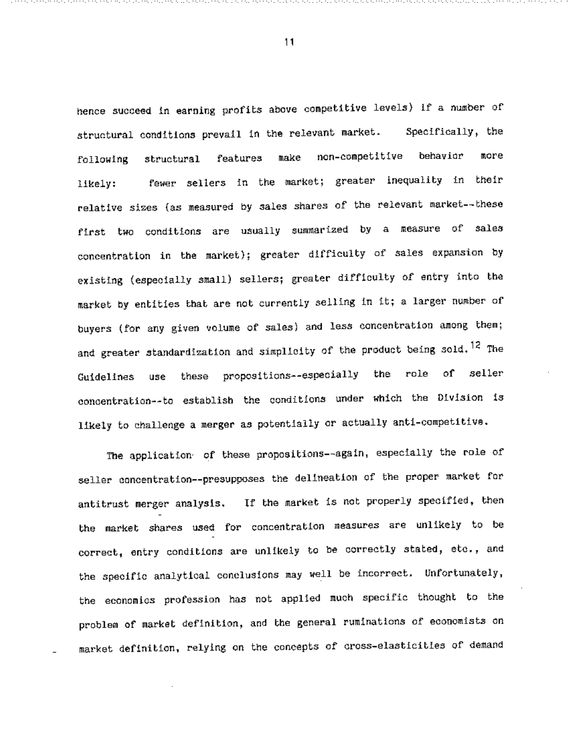hence succeed in earning profits above competitive levels) if a number of structural conditions prevail in the relevant market. Specifically, the following structural features make non-competitive behavior more likely: fewer sellers in the market; greater inequality in their relative sizes (as measured by sales shares of the relevant market--these first two conditions are usually summarized by a measure of sales concentration in the market); greater difficulty of sales expansion by existing (especially small) sellers; greater difficulty of entry into the market by entities that are not currently selling in it; a larger number of buyers (for any given volume of sales) and less concentration among them; and greater standardization and simplicity of the product being sold.[12] The Guidelines use these propositions--especially the role of seller concentration--to establish the conditions under which the Division is likely to challenge a merger as potentially or actually anti-competitive.

The application of these propositions--again, especially the role of seller concentration--presupposes the delineation of the proper market for antitrust merger analysis. If the market is not properly specified, then the market shares used for concentration measures are unlikely to be correct, entry conditions are unlikely to be correctly stated, etc., and the specific analytical conclusions may well be incorrect. Unfortunately, the economics profession has not applied much specific thought to the problem of market definition, and the general ruminations of economists on market definition, relying on the concepts of cross-elasticities of demand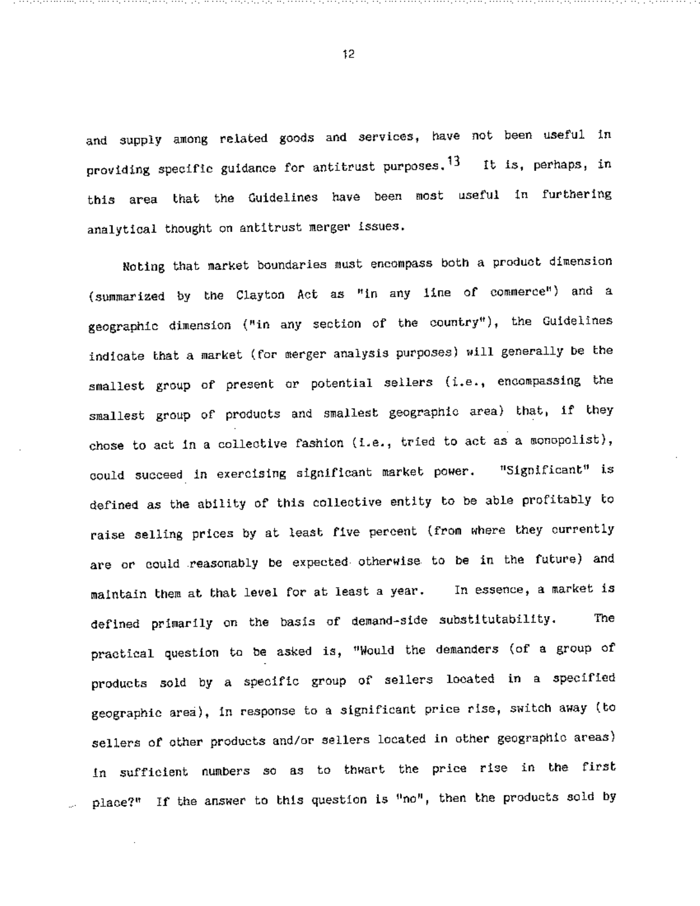and supply among related goods and services, have not been useful in providing specific guidance for antitrust purposes.[13] It is, perhaps, in this area that the Guidelines have been most useful in furthering analytical thought on antitrust merger issues.

Noting that market boundaries must encompass both a product dimension (summarized by the Clayton Act as "in any line of commerce") and a geographic dimension ("in any section of the country"), the Guidelines indicate that a market (for merger analysis purposes) will generally be the smallest group of present or potential sellers (i.e., encompassing the smallest group of products and smallest geographic area) that, if they chose to act in a collective fashion (i.e., tried to act as a monopolist), could succeed in exercising significant market power. "Significant" is defined as the ability of this collective entity to be able profitably to raise selling prices by at least five percent (from where they currently are or could reasonably be expected otherwise to be in the future) and maintain them at that level for at least a year. In essence, a market is defined primarily on the basis of demand-side substitutability. The practical question to be asked is, "Would the demanders (of a group of products sold by a specific group of sellers located in a specified geographic area), in response to a significant price rise, switch away (to sellers of other products and/or sellers located in other geographic areas) in sufficient numbers so as to thwart the price rise in the first place?" If the answer to this question is "no", then the products sold by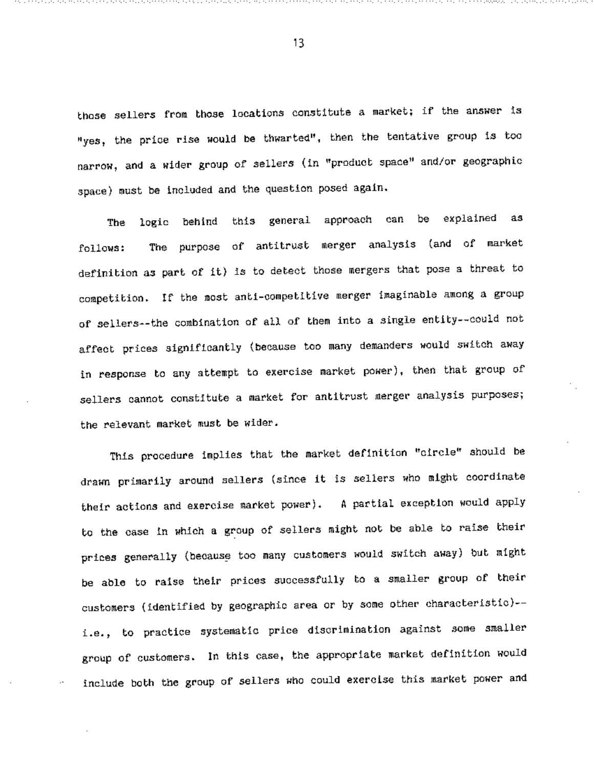those sellers from those locations constitute a market; if the answer is "yes, the price rise would be thwarted", then the tentative group is too narrow, and a wider group of sellers (in "product space" and/or geographic space) must be included and the question posed again.

The logic behind this general approach can be explained as follows: The purpose of antitrust merger analysis (and of market definition as part of it) is to detect those mergers that pose a threat to competition. If the most anti-competitive merger imaginable among a group of sellers--the combination of all of them into a single entity--could not affect prices significantly (because too many demanders would switch away in response to any attempt to exercise market power), then that group of sellers cannot constitute a market for antitrust merger analysis purposes; the relevant market must be wider.

This procedure implies that the market definition "circle" should be drawn primarily around sellers (since it is sellers who might coordinate their actions and exercise market power). A partial exception would apply to the case in which a group of sellers might not be able to raise their prices generally (because too many customers would switch away) but might be able to raise their prices successfully to a smaller group of their customers (identified by geographic area or by some other characteristic)--i.e., to practice systematic price discrimination against some smaller group of customers. In this case, the appropriate market definition would include both the group of sellers who could exercise this market power and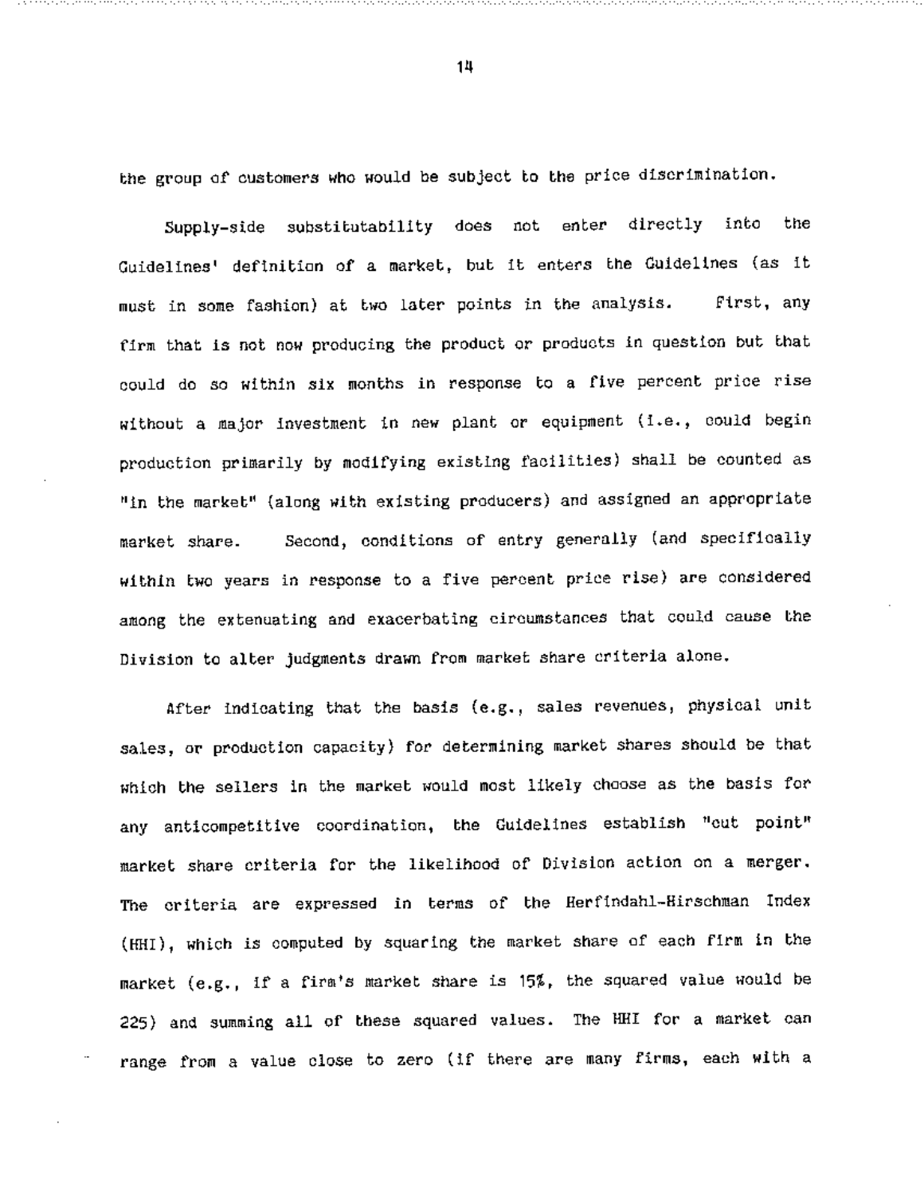the group of customers who would be subject to the price discrimination.

Supply-side substitutability does not enter directly into the Guidelines' definition of a market, but it enters the Guidelines (as it must in some fashion) at two later points in the analysis. First, any firm that is not now producing the product or products in question but that could do so within six months in response to a five percent price rise without a major investment in new plant or equipment (i.e., could begin production primarily by modifying existing facilities) shall be counted as "in the market" (along with existing producers) and assigned an appropriate market share. Second, conditions of entry generally (and specifically within two years in response to a five percent price rise) are considered among the extenuating and exacerbating circumstances that could cause the Division to alter judgments drawn from market share criteria alone.

After indicating that the basis (e.g., sales revenues, physical unit sales, or production capacity) for determining market shares should be that which the sellers in the market would most likely choose as the basis for any anticompetitive coordination, the Guidelines establish "cut point" market share criteria for the likelihood of Division action on a merger. The criteria are expressed in terms of the Herfindahl-Hirschman Index (HHI), which is computed by squaring the market share of each firm in the market (e.g., if a firm's market share is 15%, the squared value would be 225) and summing all of these squared values. The HHI for a market can range from a value close to zero (if there are many firms, each with a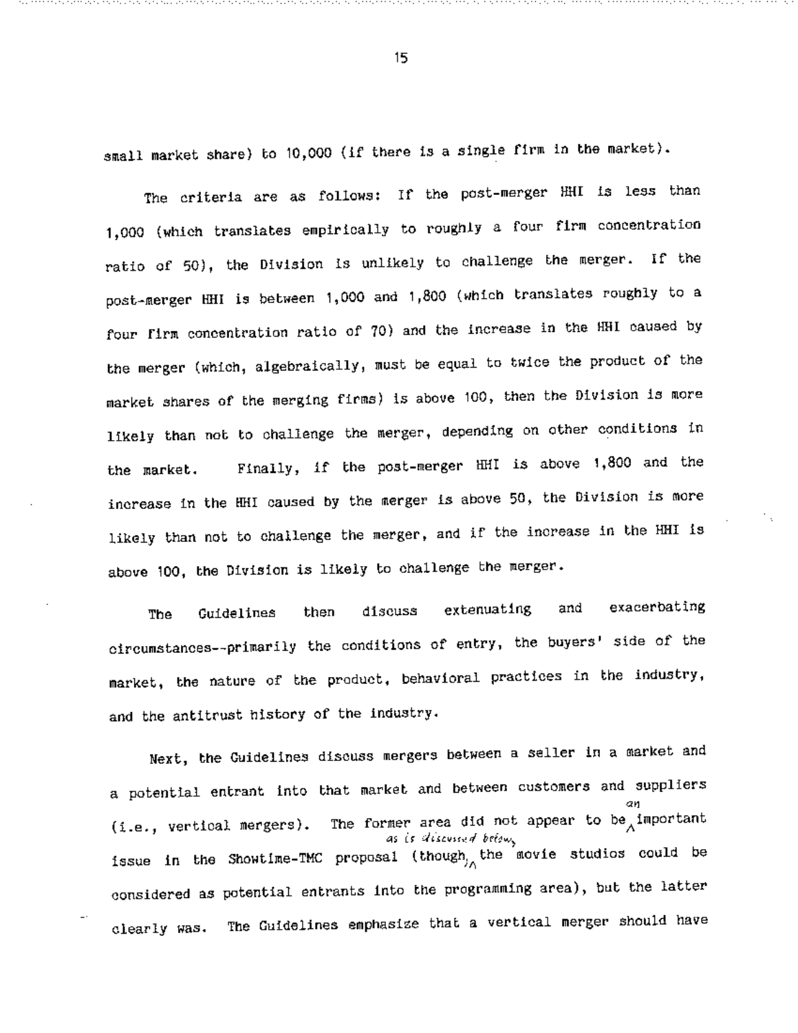small market share) to 10,000 (if there is a single firm in the market).

The criteria are as follows: If the post-merger HHI is less than 1,000 (which translates empirically to roughly a four firm concentration ratio of 50), the Division is unlikely to challenge the merger. If the post-merger HHI is between 1,000 and 1,800 (which translates roughly to a four firm concentration ratio of 70) and the increase in the HHI caused by the merger (which, algebraically, must be equal to twice the product of the market shares of the merging firms) is above 100, then the Division is more likely than not to challenge the merger, depending on other conditions in the market. Finally, if the post-merger HHI is above 1,800 and the increase in the HHI caused by the merger is above 50, the Division is more likely than not to challenge the merger, and if the increase in the HHI is above 100, the Division is likely to challenge the merger.

The Guidelines then discuss extenuating and exacerbating circumstances--primarily the conditions of entry, the buyers' side of the market, the nature of the product, behavioral practices in the industry, and the antitrust history of the industry.

Next, the Guidelines discuss mergers between a seller in a market and a potential entrant into that market and between customers and suppliers (i.e., vertical mergers). The former area did not appear to be an important issue in the Showtime-TMC proposal (though, as is discussed below, the movie studios could be considered as potential entrants into the programming area), but the latter clearly was. The Guidelines emphasize that a vertical merger should have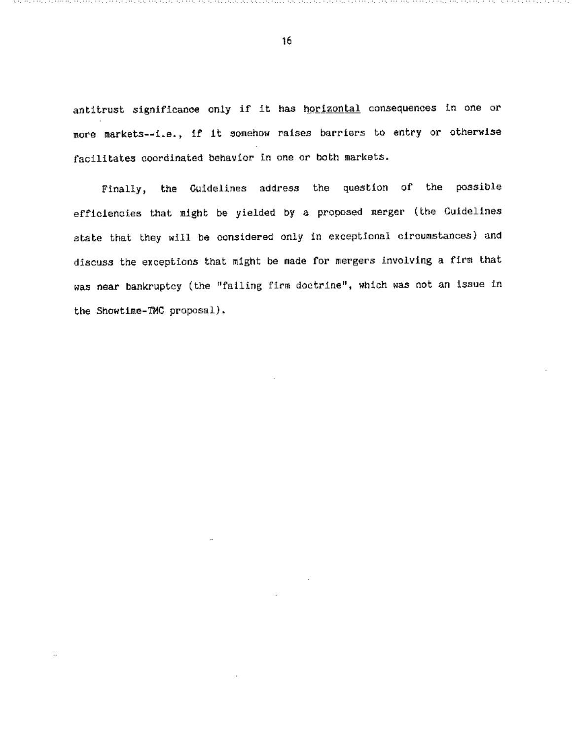antitrust significance only if it has <u>horizontal</u> consequences in one or more markets--i.e., if it somehow raises barriers to entry or otherwise facilitates coordinated behavior in one or both markets.

Finally, the Guidelines address the question of the possible efficiencies that might be yielded by a proposed merger (the Guidelines state that they will be considered only in exceptional circumstances) and discuss the exceptions that might be made for mergers involving a firm that was near bankruptcy (the "failing firm doctrine", which was not an issue in the Showtime-TMC proposal).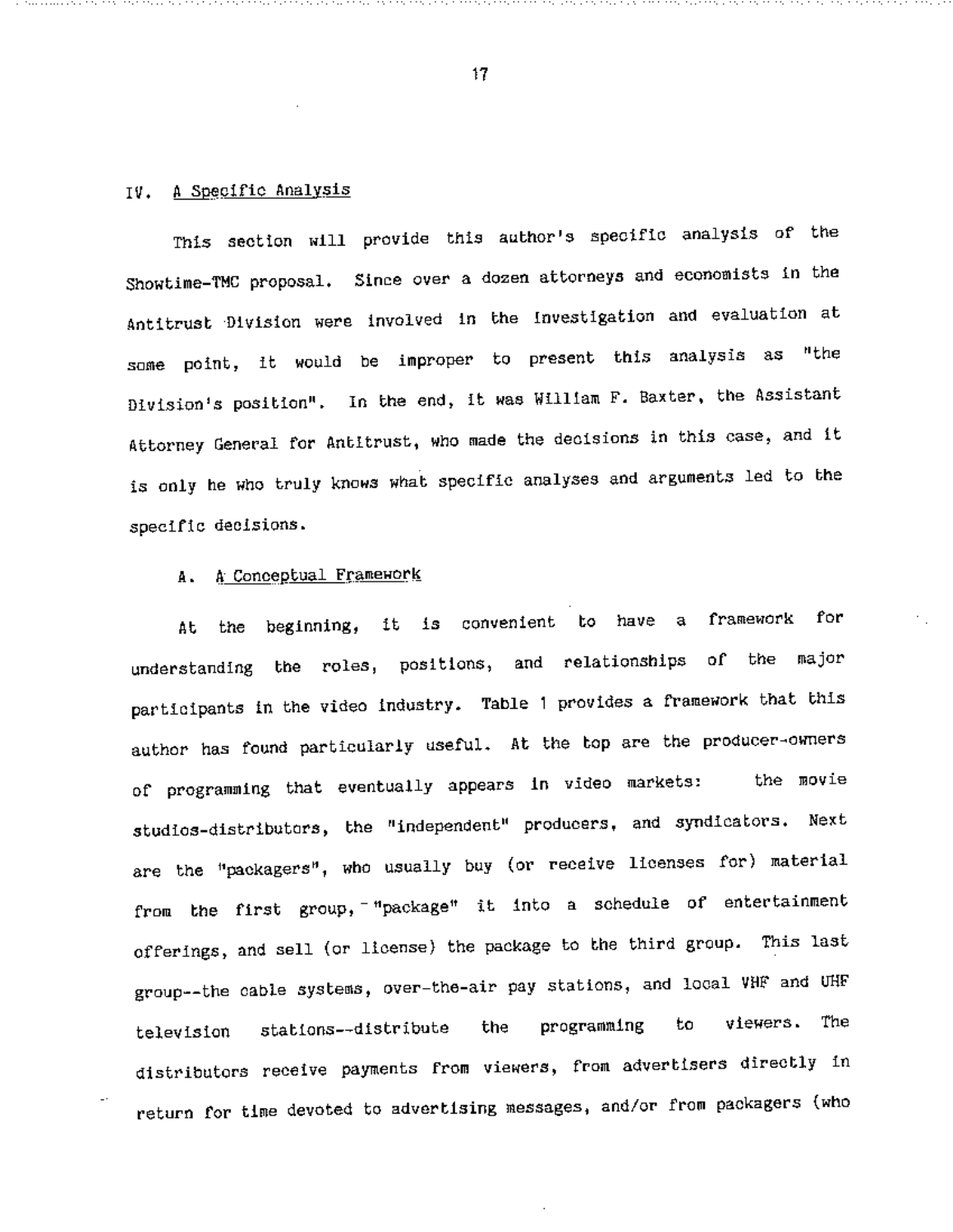## IV. A Specific Analysis

This section will provide this author's specific analysis of the Showtime-TMC proposal. Since over a dozen attorneys and economists in the Antitrust Division were involved in the investigation and evaluation at some point, it would be improper to present this analysis as "the Division's position". In the end, it was William F. Baxter, the Assistant Attorney General for Antitrust, who made the decisions in this case, and it is only he who truly knows what specific analyses and arguments led to the specific decisions.

### A. A Conceptual Framework

At the beginning, it is convenient to have a framework for understanding the roles, positions, and relationships of the major participants in the video industry. Table 1 provides a framework that this author has found particularly useful. At the top are the producer-owners of programming that eventually appears in video markets: the movie studios-distributors, the "independent" producers, and syndicators. Next are the "packagers", who usually buy (or receive licenses for) material from the first group, "package" it into a schedule of entertainment offerings, and sell (or license) the package to the third group. This last group--the cable systems, over-the-air pay stations, and local VHF and UHF television stations--distribute the programming to viewers. The distributors receive payments from viewers, from advertisers directly in return for time devoted to advertising messages, and/or from packagers (who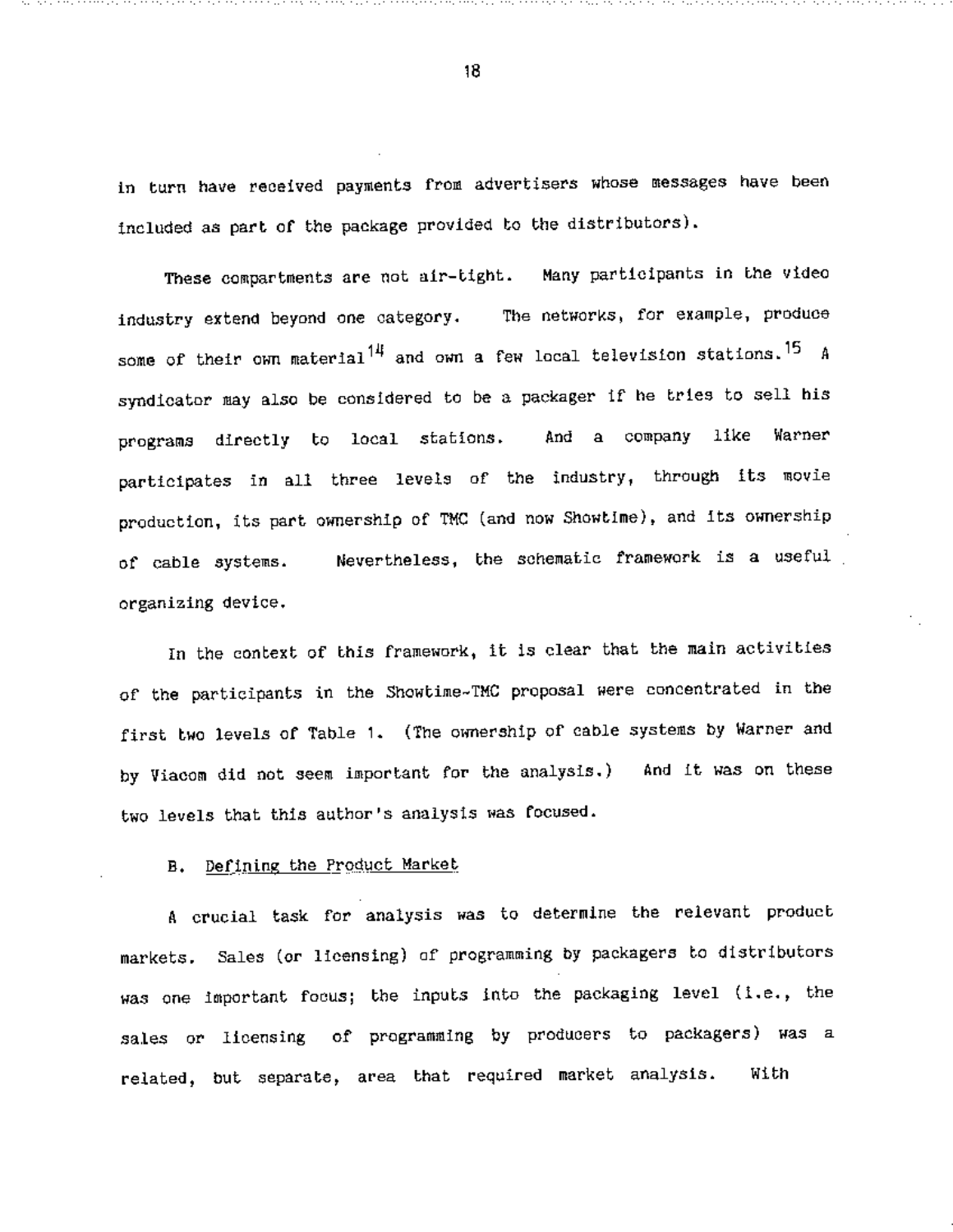in turn have received payments from advertisers whose messages have been included as part of the package provided to the distributors).

These compartments are not air-tight. Many participants in the video industry extend beyond one category. The networks, for example, produce some of their own material[14] and own a few local television stations.[15] A syndicator may also be considered to be a packager if he tries to sell his programs directly to local stations. And a company like Warner participates in all three levels of the industry, through its movie production, its part ownership of TMC (and now Showtime), and its ownership of cable systems. Nevertheless, the schematic framework is a useful organizing device.

In the context of this framework, it is clear that the main activities of the participants in the Showtime-TMC proposal were concentrated in the first two levels of Table 1. (The ownership of cable systems by Warner and by Viacom did not seem important for the analysis.) And it was on these two levels that this author's analysis was focused.

### B. Defining the Product Market

A crucial task for analysis was to determine the relevant product markets. Sales (or licensing) of programming by packagers to distributors was one important focus; the inputs into the packaging level (i.e., the sales or licensing of programming by producers to packagers) was a related, but separate, area that required market analysis. With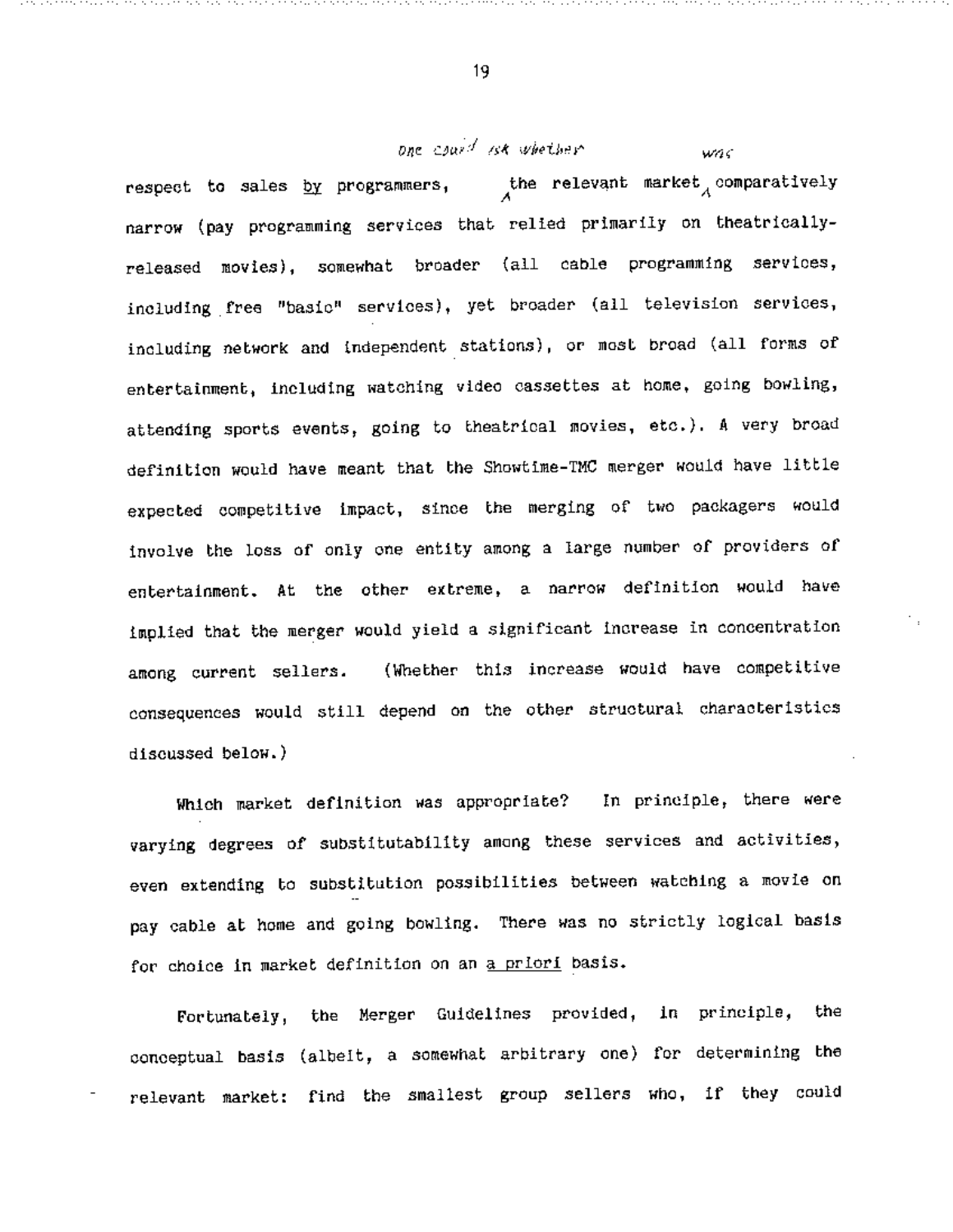respect to sales by programmers, one could ask whether the relevant market was comparatively narrow (pay programming services that relied primarily on theatrically-released movies), somewhat broader (all cable programming services, including free "basic" services), yet broader (all television services, including network and independent stations), or most broad (all forms of entertainment, including watching video cassettes at home, going bowling, attending sports events, going to theatrical movies, etc.). A very broad definition would have meant that the Showtime-TMC merger would have little expected competitive impact, since the merging of two packagers would involve the loss of only one entity among a large number of providers of entertainment. At the other extreme, a narrow definition would have implied that the merger would yield a significant increase in concentration among current sellers. (Whether this increase would have competitive consequences would still depend on the other structural characteristics discussed below.)

Which market definition was appropriate? In principle, there were varying degrees of substitutability among these services and activities, even extending to substitution possibilities between watching a movie on pay cable at home and going bowling. There was no strictly logical basis for choice in market definition on an a priori basis.

Fortunately, the Merger Guidelines provided, in principle, the conceptual basis (albeit, a somewhat arbitrary one) for determining the relevant market: find the smallest group sellers who, if they could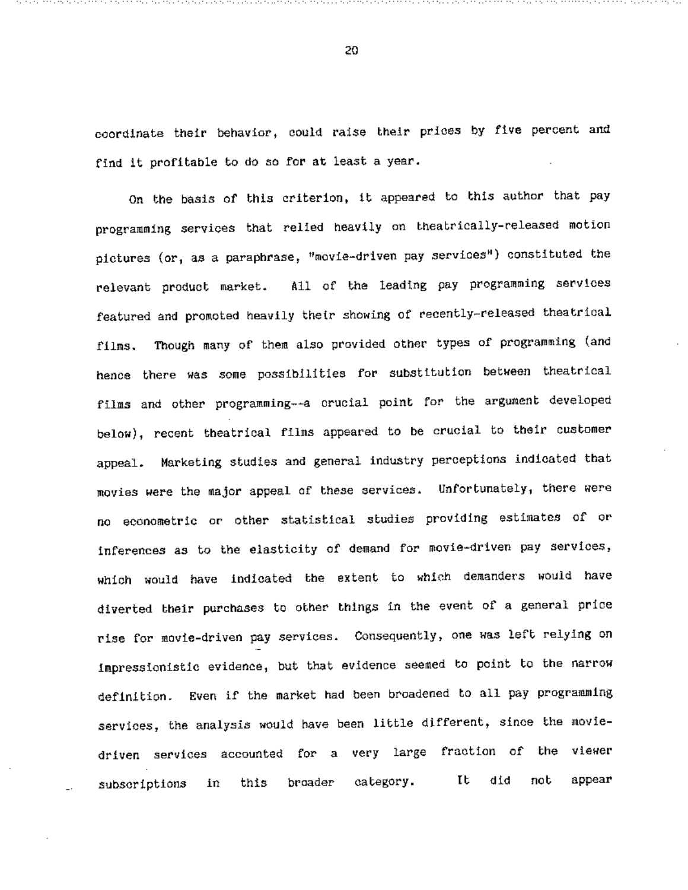coordinate their behavior, could raise their prices by five percent and find it profitable to do so for at least a year.

On the basis of this criterion, it appeared to this author that pay programming services that relied heavily on theatrically-released motion pictures (or, as a paraphrase, "movie-driven pay services") constituted the relevant product market. All of the leading pay programming services featured and promoted heavily their showing of recently-released theatrical films. Though many of them also provided other types of programming (and hence there was some possibilities for substitution between theatrical films and other programming--a crucial point for the argument developed below), recent theatrical films appeared to be crucial to their customer appeal. Marketing studies and general industry perceptions indicated that movies were the major appeal of these services. Unfortunately, there were no econometric or other statistical studies providing estimates of or inferences as to the elasticity of demand for movie-driven pay services, which would have indicated the extent to which demanders would have diverted their purchases to other things in the event of a general price rise for movie-driven pay services. Consequently, one was left relying on impressionistic evidence, but that evidence seemed to point to the narrow definition. Even if the market had been broadened to all pay programming services, the analysis would have been little different, since the movie-driven services accounted for a very large fraction of the viewer subscriptions in this broader category. It did not appear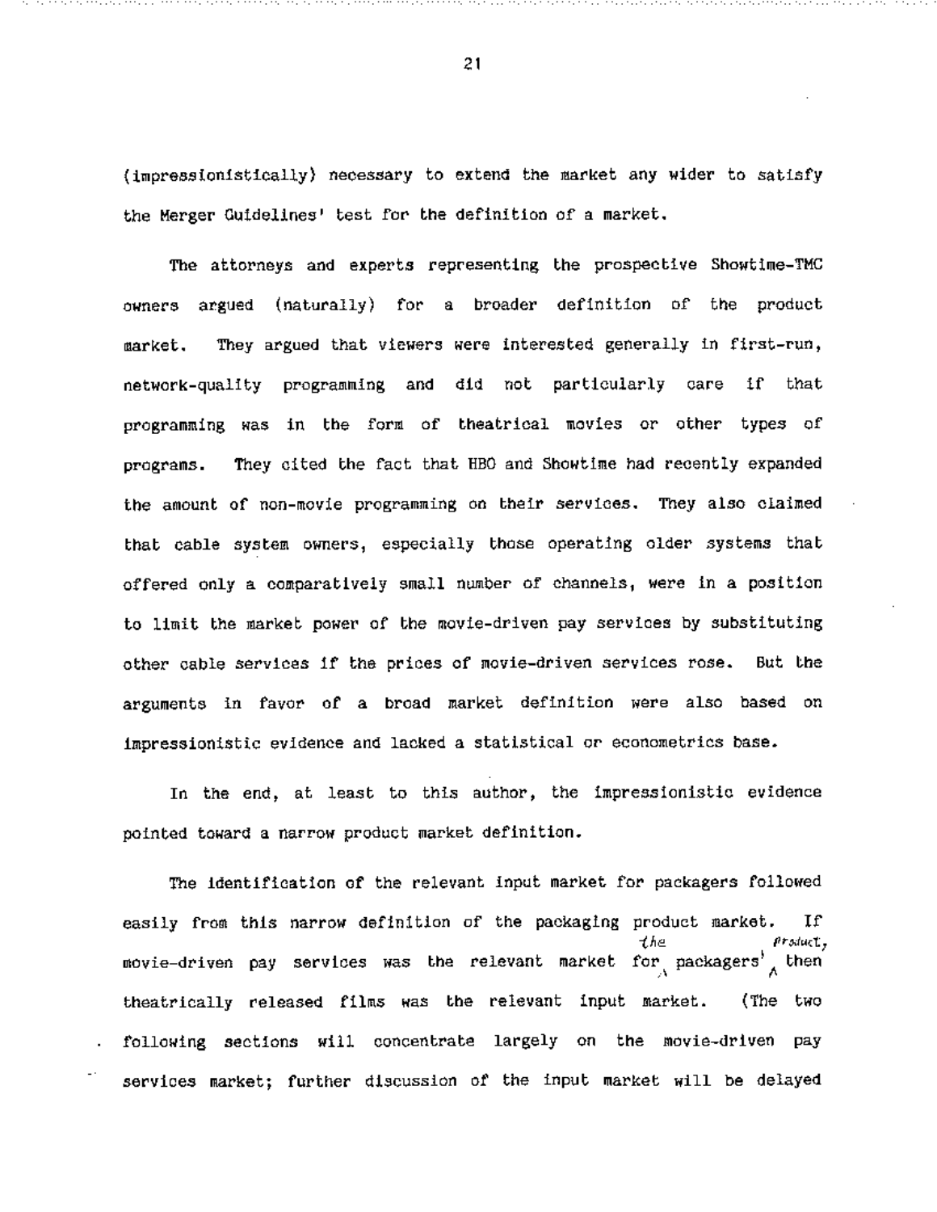(impressionistically) necessary to extend the market any wider to satisfy the Merger Guidelines' test for the definition of a market.

The attorneys and experts representing the prospective Showtime-TMC owners argued (naturally) for a broader definition of the product market. They argued that viewers were interested generally in first-run, network-quality programming and did not particularly care if that programming was in the form of theatrical movies or other types of programs. They cited the fact that HBO and Showtime had recently expanded the amount of non-movie programming on their services. They also claimed that cable system owners, especially those operating older systems that offered only a comparatively small number of channels, were in a position to limit the market power of the movie-driven pay services by substituting other cable services if the prices of movie-driven services rose. But the arguments in favor of a broad market definition were also based on impressionistic evidence and lacked a statistical or econometrics base.

In the end, at least to this author, the impressionistic evidence pointed toward a narrow product market definition.

The identification of the relevant input market for packagers followed easily from this narrow definition of the packaging product market. If movie-driven pay services was the relevant market for the packagers' product, then theatrically released films was the relevant input market. (The two following sections will concentrate largely on the movie-driven pay services market; further discussion of the input market will be delayed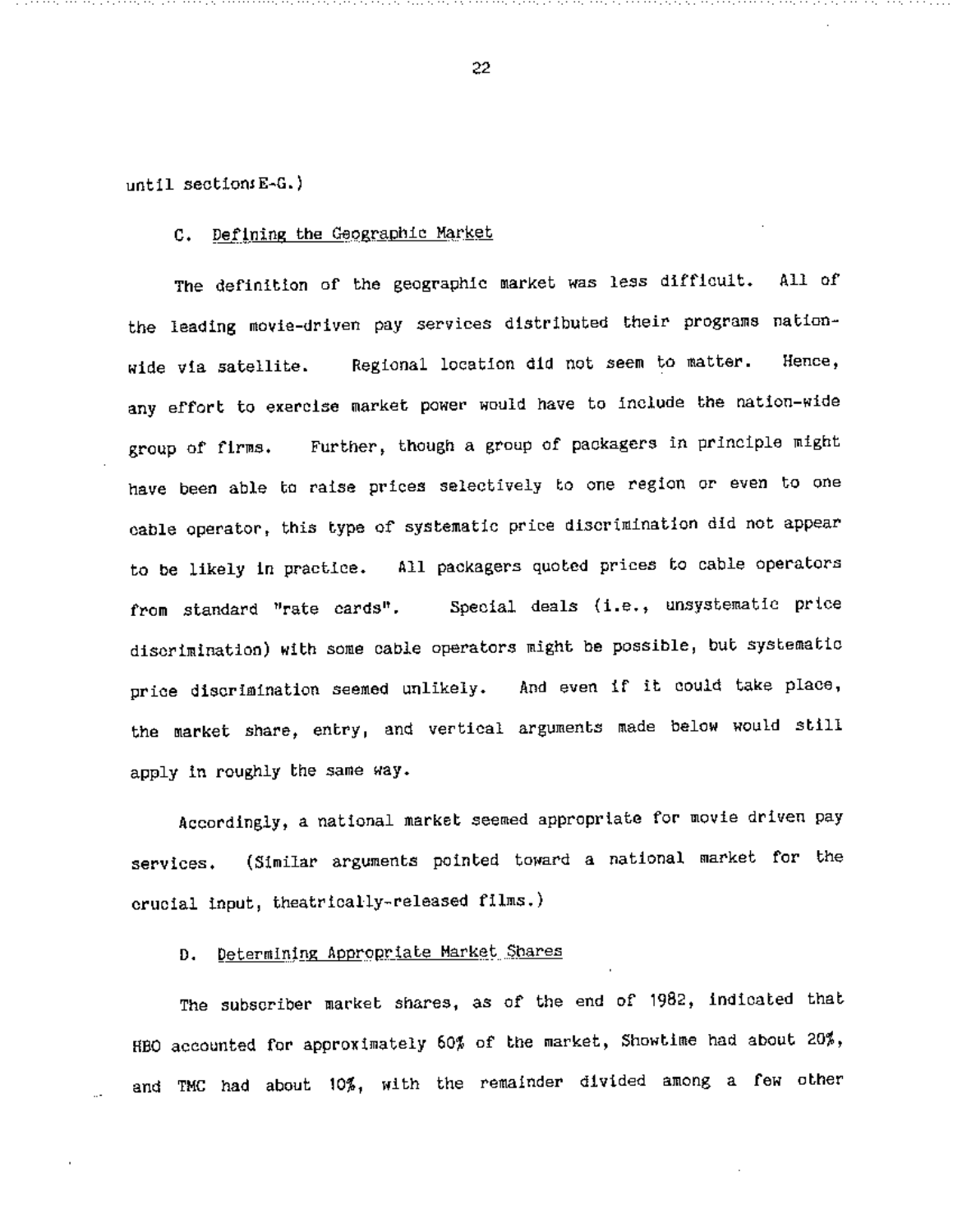until sections E-G.)

### C. Defining the Geographic Market

The definition of the geographic market was less difficult. All of the leading movie-driven pay services distributed their programs nation-wide via satellite. Regional location did not seem to matter. Hence, any effort to exercise market power would have to include the nation-wide group of firms. Further, though a group of packagers in principle might have been able to raise prices selectively to one region or even to one cable operator, this type of systematic price discrimination did not appear to be likely in practice. All packagers quoted prices to cable operators from standard "rate cards". Special deals (i.e., unsystematic price discrimination) with some cable operators might be possible, but systematic price discrimination seemed unlikely. And even if it could take place, the market share, entry, and vertical arguments made below would still apply in roughly the same way.

Accordingly, a national market seemed appropriate for movie driven pay services. (Similar arguments pointed toward a national market for the crucial input, theatrically-released films.)

### D. Determining Appropriate Market Shares

The subscriber market shares, as of the end of 1982, indicated that HBO accounted for approximately 60% of the market, Showtime had about 20%, and TMC had about 10%, with the remainder divided among a few other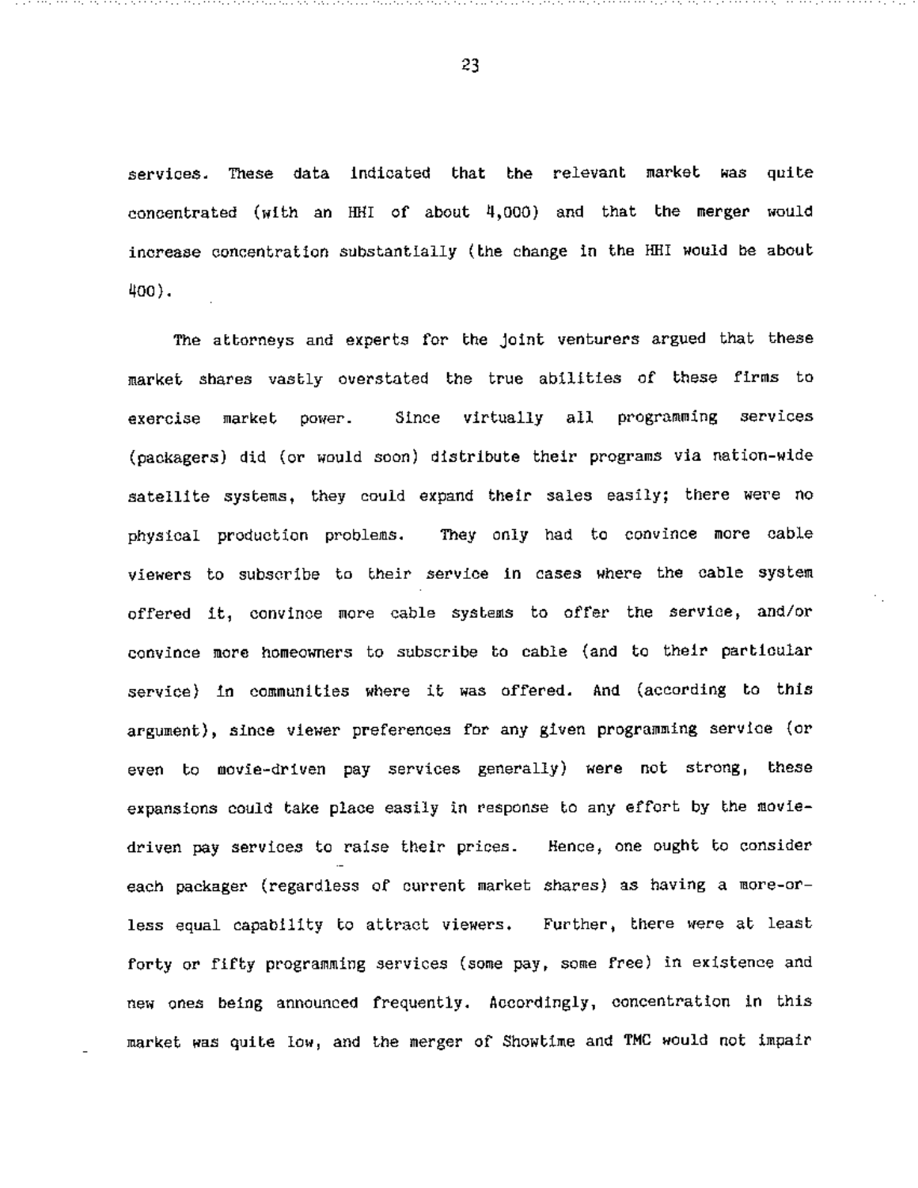services. These data indicated that the relevant market was quite concentrated (with an HHI of about 4,000) and that the merger would increase concentration substantially (the change in the HHI would be about 400).

The attorneys and experts for the joint venturers argued that these market shares vastly overstated the true abilities of these firms to exercise market power. Since virtually all programming services (packagers) did (or would soon) distribute their programs via nation-wide satellite systems, they could expand their sales easily; there were no physical production problems. They only had to convince more cable viewers to subscribe to their service in cases where the cable system offered it, convince more cable systems to offer the service, and/or convince more homeowners to subscribe to cable (and to their particular service) in communities where it was offered. And (according to this argument), since viewer preferences for any given programming service (or even to movie-driven pay services generally) were not strong, these expansions could take place easily in response to any effort by the movie-driven pay services to raise their prices. Hence, one ought to consider each packager (regardless of current market shares) as having a more-or-less equal capability to attract viewers. Further, there were at least forty or fifty programming services (some pay, some free) in existence and new ones being announced frequently. Accordingly, concentration in this market was quite low, and the merger of Showtime and TMC would not impair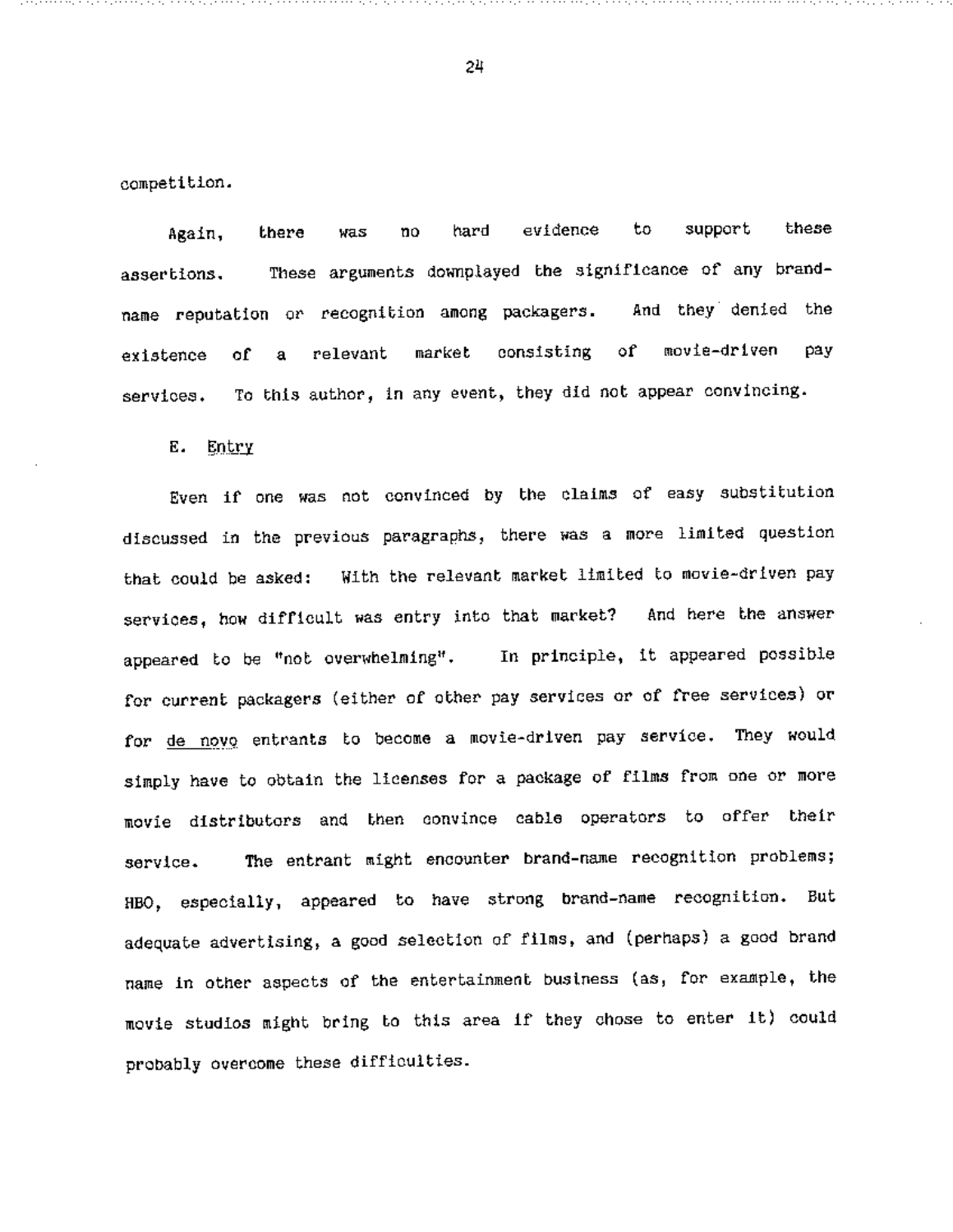competition.

Again, there was no hard evidence to support these assertions. These arguments downplayed the significance of any brand-name reputation or recognition among packagers. And they denied the existence of a relevant market consisting of movie-driven pay services. To this author, in any event, they did not appear convincing.

E. Entry

Even if one was not convinced by the claims of easy substitution discussed in the previous paragraphs, there was a more limited question that could be asked: With the relevant market limited to movie-driven pay services, how difficult was entry into that market? And here the answer appeared to be "not overwhelming". In principle, it appeared possible for current packagers (either of other pay services or of free services) or for *de novo* entrants to become a movie-driven pay service. They would simply have to obtain the licenses for a package of films from one or more movie distributors and then convince cable operators to offer their service. The entrant might encounter brand-name recognition problems; HBO, especially, appeared to have strong brand-name recognition. But adequate advertising, a good selection of films, and (perhaps) a good brand name in other aspects of the entertainment business (as, for example, the movie studios might bring to this area if they chose to enter it) could probably overcome these difficulties.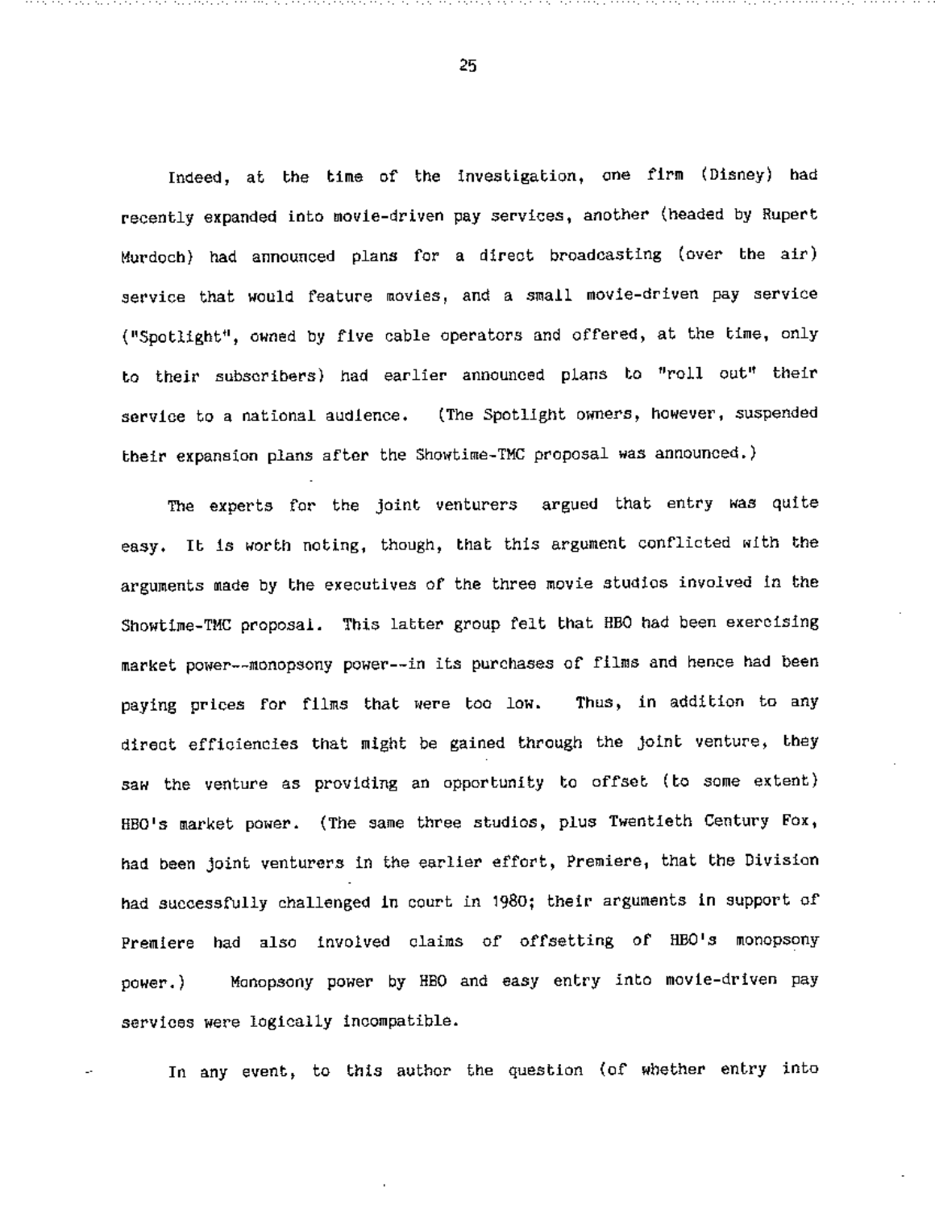Indeed, at the time of the investigation, one firm (Disney) had recently expanded into movie-driven pay services, another (headed by Rupert Murdoch) had announced plans for a direct broadcasting (over the air) service that would feature movies, and a small movie-driven pay service ("Spotlight", owned by five cable operators and offered, at the time, only to their subscribers) had earlier announced plans to "roll out" their service to a national audience. (The Spotlight owners, however, suspended their expansion plans after the Showtime-TMC proposal was announced.)

The experts for the joint venturers argued that entry was quite easy. It is worth noting, though, that this argument conflicted with the arguments made by the executives of the three movie studios involved in the Showtime-TMC proposal. This latter group felt that HBO had been exercising market power--monopsony power--in its purchases of films and hence had been paying prices for films that were too low. Thus, in addition to any direct efficiencies that might be gained through the joint venture, they saw the venture as providing an opportunity to offset (to some extent) HBO's market power. (The same three studios, plus Twentieth Century Fox, had been joint venturers in the earlier effort, Premiere, that the Division had successfully challenged in court in 1980; their arguments in support of Premiere had also involved claims of offsetting of HBO's monopsony power.) Monopsony power by HBO and easy entry into movie-driven pay services were logically incompatible.

In any event, to this author the question (of whether entry into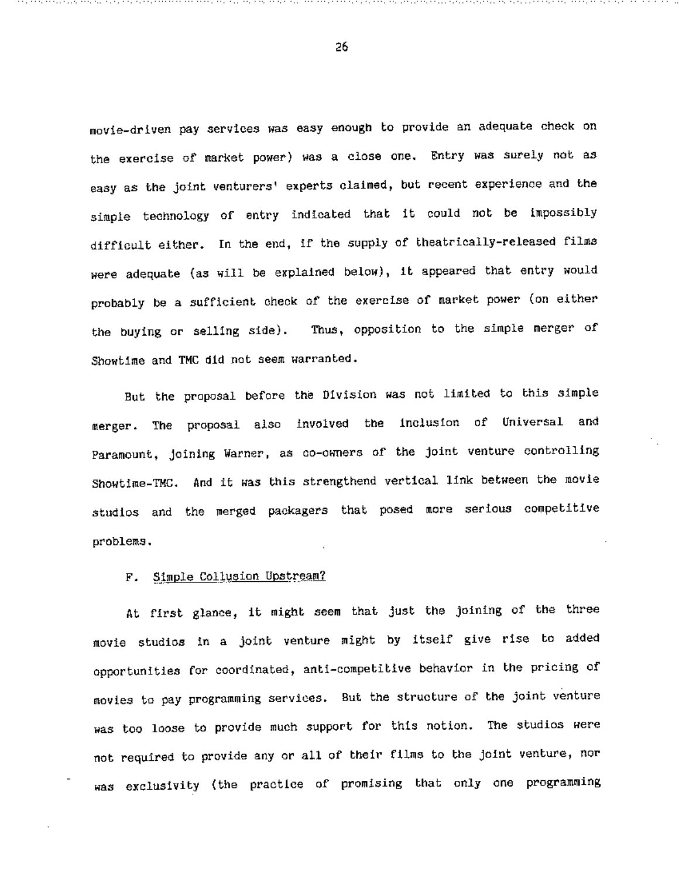movie-driven pay services was easy enough to provide an adequate check on the exercise of market power) was a close one. Entry was surely not as easy as the joint venturers' experts claimed, but recent experience and the simple technology of entry indicated that it could not be impossibly difficult either. In the end, if the supply of theatrically-released films were adequate (as will be explained below), it appeared that entry would probably be a sufficient check of the exercise of market power (on either the buying or selling side). Thus, opposition to the simple merger of Showtime and TMC did not seem warranted.

But the proposal before the Division was not limited to this simple merger. The proposal also involved the inclusion of Universal and Paramount, joining Warner, as co-owners of the joint venture controlling Showtime-TMC. And it was this strengthend vertical link between the movie studios and the merged packagers that posed more serious competitive problems.

### F. Simple Collusion Upstream?

At first glance, it might seem that just the joining of the three movie studios in a joint venture might by itself give rise to added opportunities for coordinated, anti-competitive behavior in the pricing of movies to pay programming services. But the structure of the joint venture was too loose to provide much support for this notion. The studios were not required to provide any or all of their films to the joint venture, nor was exclusivity (the practice of promising that only one programming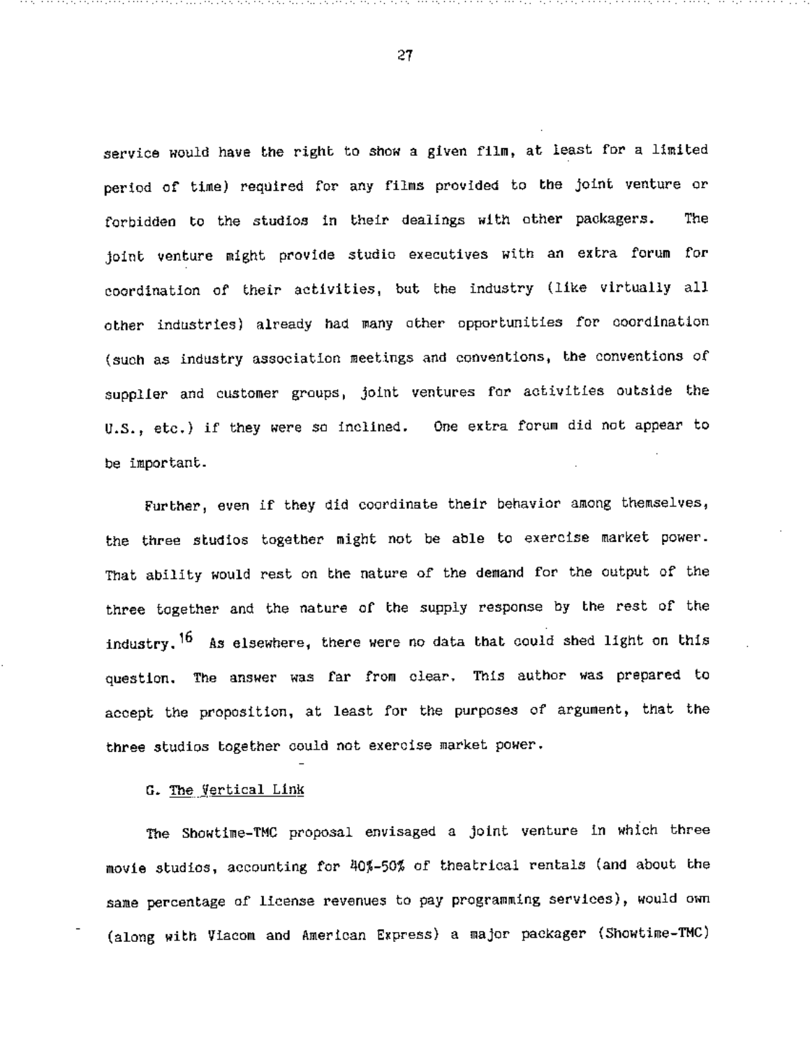service would have the right to show a given film, at least for a limited period of time) required for any films provided to the joint venture or forbidden to the studios in their dealings with other packagers. The joint venture might provide studio executives with an extra forum for coordination of their activities, but the industry (like virtually all other industries) already had many other opportunities for coordination (such as industry association meetings and conventions, the conventions of supplier and customer groups, joint ventures for activities outside the U.S., etc.) if they were so inclined. One extra forum did not appear to be important.

Further, even if they did coordinate their behavior among themselves, the three studios together might not be able to exercise market power. That ability would rest on the nature of the demand for the output of the three together and the nature of the supply response by the rest of the industry.[16] As elsewhere, there were no data that could shed light on this question. The answer was far from clear. This author was prepared to accept the proposition, at least for the purposes of argument, that the three studios together could not exercise market power.

### G. The Vertical Link

The Showtime-TMC proposal envisaged a joint venture in which three movie studios, accounting for 40%-50% of theatrical rentals (and about the same percentage of license revenues to pay programming services), would own (along with Viacom and American Express) a major packager (Showtime-TMC)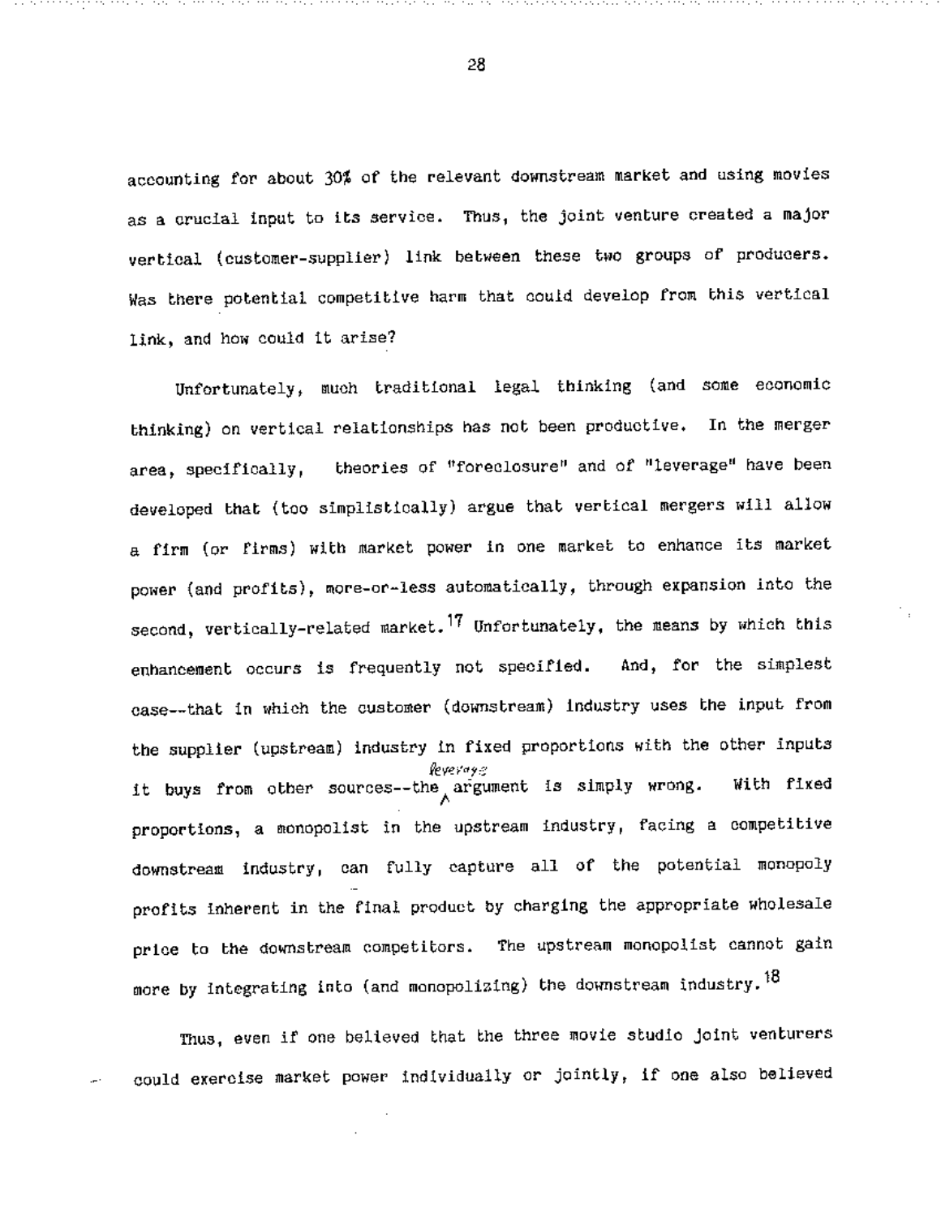accounting for about 30% of the relevant downstream market and using movies as a crucial input to its service. Thus, the joint venture created a major vertical (customer-supplier) link between these two groups of producers. Was there potential competitive harm that could develop from this vertical link, and how could it arise?

Unfortunately, much traditional legal thinking (and some economic thinking) on vertical relationships has not been productive. In the merger area, specifically, theories of "foreclosure" and of "leverage" have been developed that (too simplistically) argue that vertical mergers will allow a firm (or firms) with market power in one market to enhance its market power (and profits), more-or-less automatically, through expansion into the second, vertically-related market.[17] Unfortunately, the means by which this enhancement occurs is frequently not specified. And, for the simplest case--that in which the customer (downstream) industry uses the input from the supplier (upstream) industry in fixed proportions with the other inputs it buys from other sources--the leverage argument is simply wrong. With fixed proportions, a monopolist in the upstream industry, facing a competitive downstream industry, can fully capture all of the potential monopoly profits inherent in the final product by charging the appropriate wholesale price to the downstream competitors. The upstream monopolist cannot gain more by integrating into (and monopolizing) the downstream industry.[18]

Thus, even if one believed that the three movie studio joint venturers could exercise market power individually or jointly, if one also believed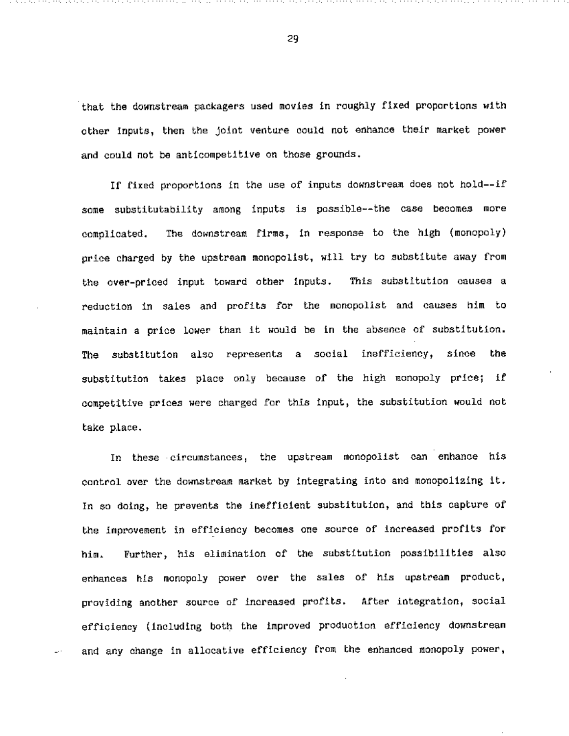that the downstream packagers used movies in roughly fixed proportions with other inputs, then the joint venture could not enhance their market power and could not be anticompetitive on those grounds.

If fixed proportions in the use of inputs downstream does not hold--if some substitutability among inputs is possible--the case becomes more complicated. The downstream firms, in response to the high (monopoly) price charged by the upstream monopolist, will try to substitute away from the over-priced input toward other inputs. This substitution causes a reduction in sales and profits for the monopolist and causes him to maintain a price lower than it would be in the absence of substitution. The substitution also represents a social inefficiency, since the substitution takes place only because of the high monopoly price; if competitive prices were charged for this input, the substitution would not take place.

In these circumstances, the upstream monopolist can enhance his control over the downstream market by integrating into and monopolizing it. In so doing, he prevents the inefficient substitution, and this capture of the improvement in efficiency becomes one source of increased profits for him. Further, his elimination of the substitution possibilities also enhances his monopoly power over the sales of his upstream product, providing another source of increased profits. After integration, social efficiency (including both the improved production efficiency downstream and any change in allocative efficiency from the enhanced monopoly power,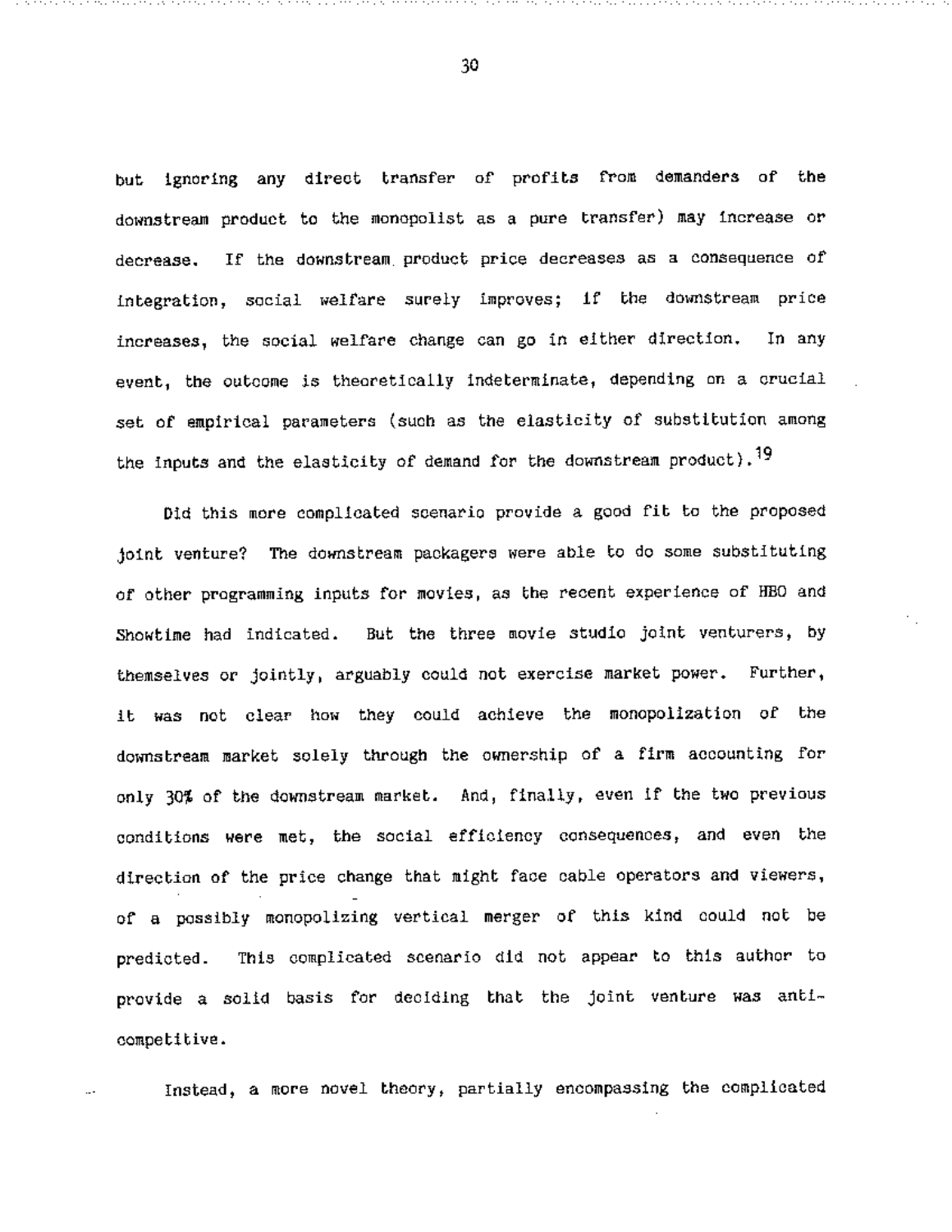but ignoring any direct transfer of profits from demanders of the downstream product to the monopolist as a pure transfer) may increase or decrease. If the downstream product price decreases as a consequence of integration, social welfare surely improves; if the downstream price increases, the social welfare change can go in either direction. In any event, the outcome is theoretically indeterminate, depending on a crucial set of empirical parameters (such as the elasticity of substitution among the inputs and the elasticity of demand for the downstream product).[19]

Did this more complicated scenario provide a good fit to the proposed joint venture? The downstream packagers were able to do some substituting of other programming inputs for movies, as the recent experience of HBO and Showtime had indicated. But the three movie studio joint venturers, by themselves or jointly, arguably could not exercise market power. Further, it was not clear how they could achieve the monopolization of the downstream market solely through the ownership of a firm accounting for only 30% of the downstream market. And, finally, even if the two previous conditions were met, the social efficiency consequences, and even the direction of the price change that might face cable operators and viewers, of a possibly monopolizing vertical merger of this kind could not be predicted. This complicated scenario did not appear to this author to provide a solid basis for deciding that the joint venture was anti-competitive.

Instead, a more novel theory, partially encompassing the complicated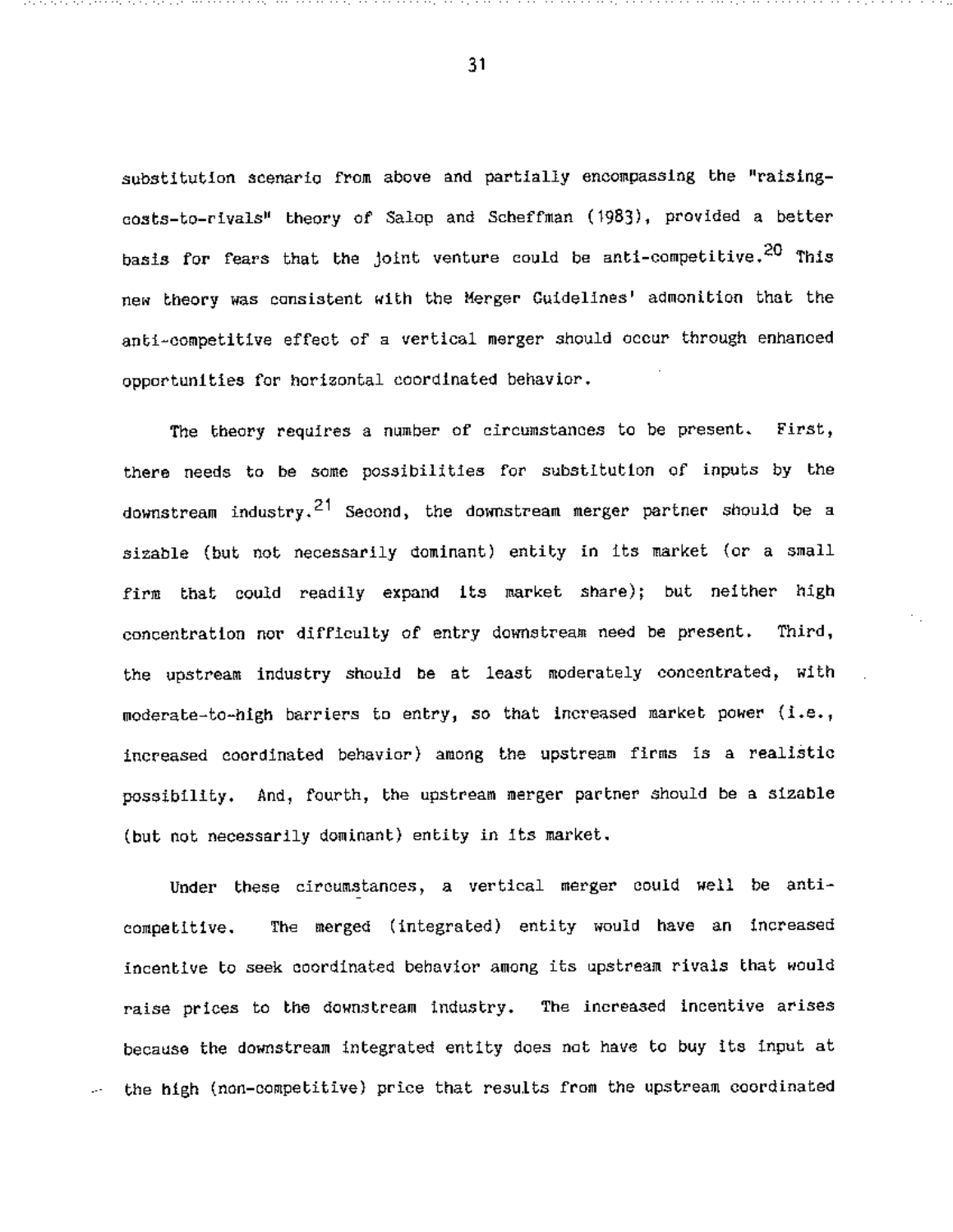substitution scenario from above and partially encompassing the "raising-costs-to-rivals" theory of Salop and Scheffman (1983), provided a better basis for fears that the joint venture could be anti-competitive.[20] This new theory was consistent with the Merger Guidelines' admonition that the anti-competitive effect of a vertical merger should occur through enhanced opportunities for horizontal coordinated behavior.

The theory requires a number of circumstances to be present. First, there needs to be some possibilities for substitution of inputs by the downstream industry.[21] Second, the downstream merger partner should be a sizable (but not necessarily dominant) entity in its market (or a small firm that could readily expand its market share); but neither high concentration nor difficulty of entry downstream need be present. Third, the upstream industry should be at least moderately concentrated, with moderate-to-high barriers to entry, so that increased market power (i.e., increased coordinated behavior) among the upstream firms is a realistic possibility. And, fourth, the upstream merger partner should be a sizable (but not necessarily dominant) entity in its market.

Under these circumstances, a vertical merger could well be anti-competitive. The merged (integrated) entity would have an increased incentive to seek coordinated behavior among its upstream rivals that would raise prices to the downstream industry. The increased incentive arises because the downstream integrated entity does not have to buy its input at the high (non-competitive) price that results from the upstream coordinated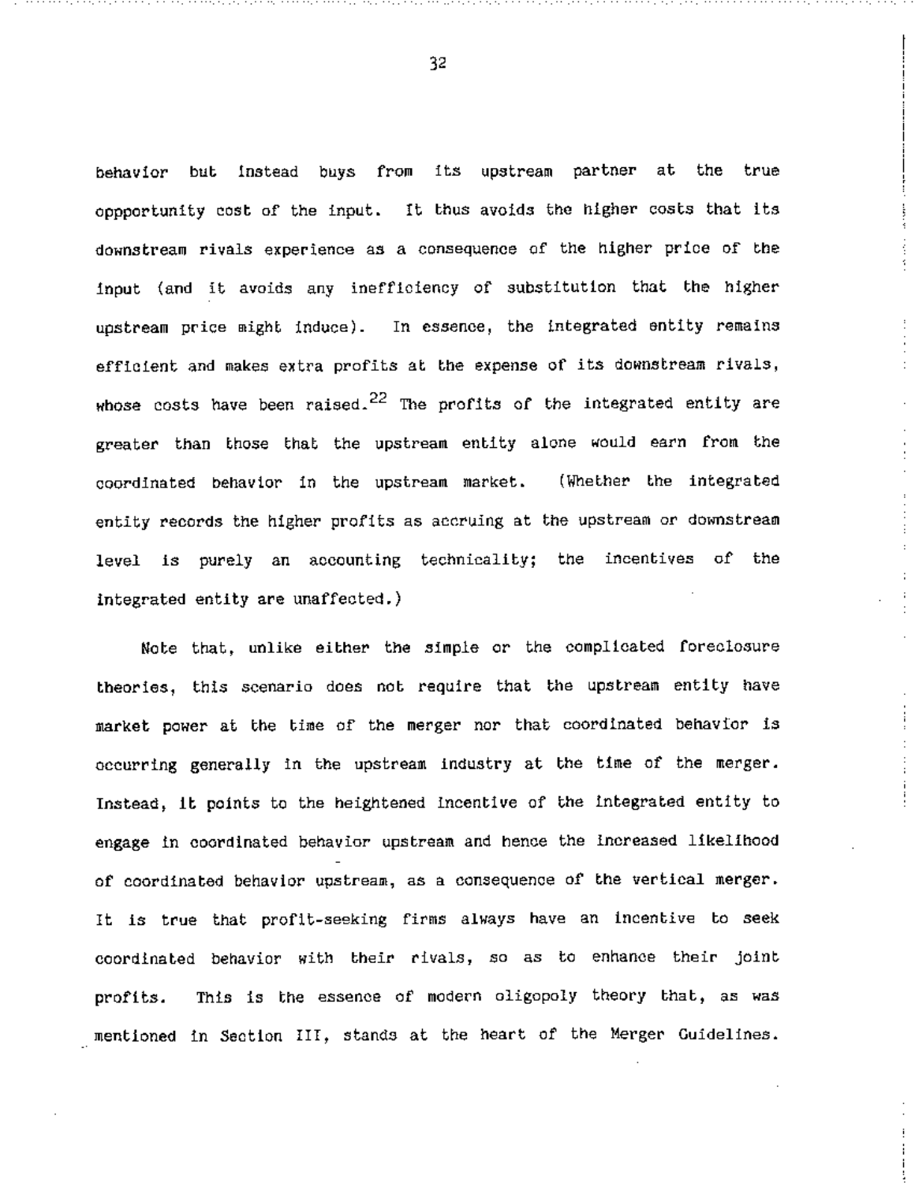behavior but instead buys from its upstream partner at the true oppportunity cost of the input. It thus avoids the higher costs that its downstream rivals experience as a consequence of the higher price of the input (and it avoids any inefficiency of substitution that the higher upstream price might induce). In essence, the integrated entity remains efficient and makes extra profits at the expense of its downstream rivals, whose costs have been raised.[22] The profits of the integrated entity are greater than those that the upstream entity alone would earn from the coordinated behavior in the upstream market. (Whether the integrated entity records the higher profits as accruing at the upstream or downstream level is purely an accounting technicality; the incentives of the integrated entity are unaffected.)

Note that, unlike either the simple or the complicated foreclosure theories, this scenario does not require that the upstream entity have market power at the time of the merger nor that coordinated behavior is occurring generally in the upstream industry at the time of the merger. Instead, it points to the heightened incentive of the integrated entity to engage in coordinated behavior upstream and hence the increased likelihood of coordinated behavior upstream, as a consequence of the vertical merger. It is true that profit-seeking firms always have an incentive to seek coordinated behavior with their rivals, so as to enhance their joint profits. This is the essence of modern oligopoly theory that, as was mentioned in Section III, stands at the heart of the Merger Guidelines.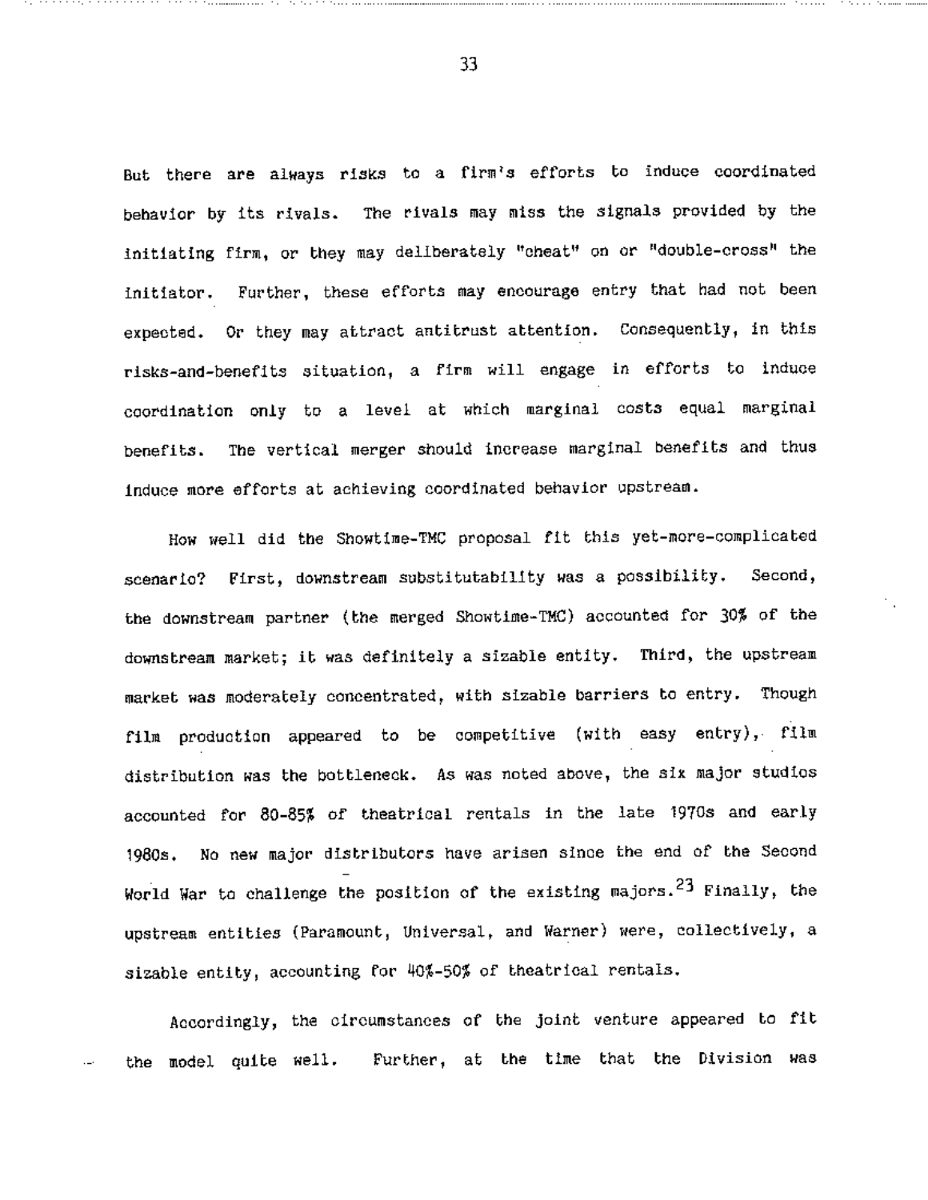But there are always risks to a firm's efforts to induce coordinated behavior by its rivals. The rivals may miss the signals provided by the initiating firm, or they may deliberately "cheat" on or "double-cross" the initiator. Further, these efforts may encourage entry that had not been expected. Or they may attract antitrust attention. Consequently, in this risks-and-benefits situation, a firm will engage in efforts to induce coordination only to a level at which marginal costs equal marginal benefits. The vertical merger should increase marginal benefits and thus induce more efforts at achieving coordinated behavior upstream.

How well did the Showtime-TMC proposal fit this yet-more-complicated scenario? First, downstream substitutability was a possibility. Second, the downstream partner (the merged Showtime-TMC) accounted for 30% of the downstream market; it was definitely a sizable entity. Third, the upstream market was moderately concentrated, with sizable barriers to entry. Though film production appeared to be competitive (with easy entry), film distribution was the bottleneck. As was noted above, the six major studios accounted for 80-85% of theatrical rentals in the late 1970s and early 1980s. No new major distributors have arisen since the end of the Second World War to challenge the position of the existing majors.[23] Finally, the upstream entities (Paramount, Universal, and Warner) were, collectively, a sizable entity, accounting for 40%-50% of theatrical rentals.

Accordingly, the circumstances of the joint venture appeared to fit the model quite well. Further, at the time that the Division was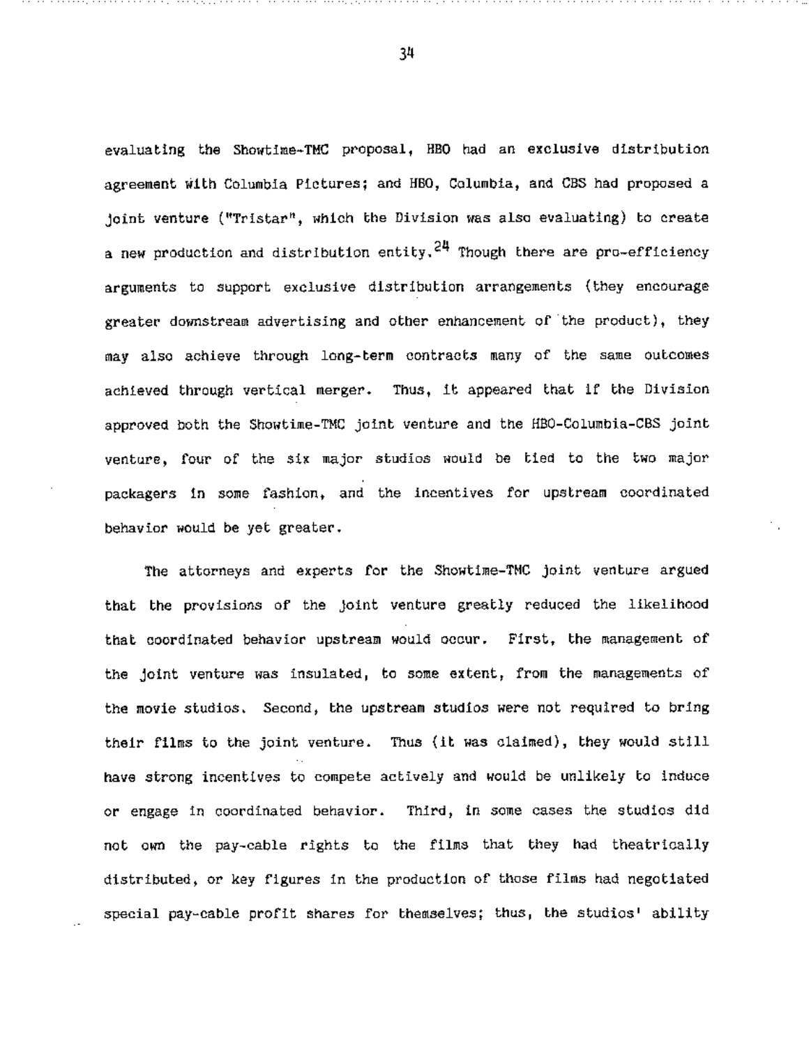evaluating the Showtime-TMC proposal, HBO had an exclusive distribution agreement with Columbia Pictures; and HBO, Columbia, and CBS had proposed a joint venture ("Tristar", which the Division was also evaluating) to create a new production and distribution entity.[24] Though there are pro-efficiency arguments to support exclusive distribution arrangements (they encourage greater downstream advertising and other enhancement of the product), they may also achieve through long-term contracts many of the same outcomes achieved through vertical merger. Thus, it appeared that if the Division approved both the Showtime-TMC joint venture and the HBO-Columbia-CBS joint venture, four of the six major studios would be tied to the two major packagers in some fashion, and the incentives for upstream coordinated behavior would be yet greater.

The attorneys and experts for the Showtime-TMC joint venture argued that the provisions of the joint venture greatly reduced the likelihood that coordinated behavior upstream would occur. First, the management of the joint venture was insulated, to some extent, from the managements of the movie studios. Second, the upstream studios were not required to bring their films to the joint venture. Thus (it was claimed), they would still have strong incentives to compete actively and would be unlikely to induce or engage in coordinated behavior. Third, in some cases the studios did not own the pay-cable rights to the films that they had theatrically distributed, or key figures in the production of those films had negotiated special pay-cable profit shares for themselves; thus, the studios' ability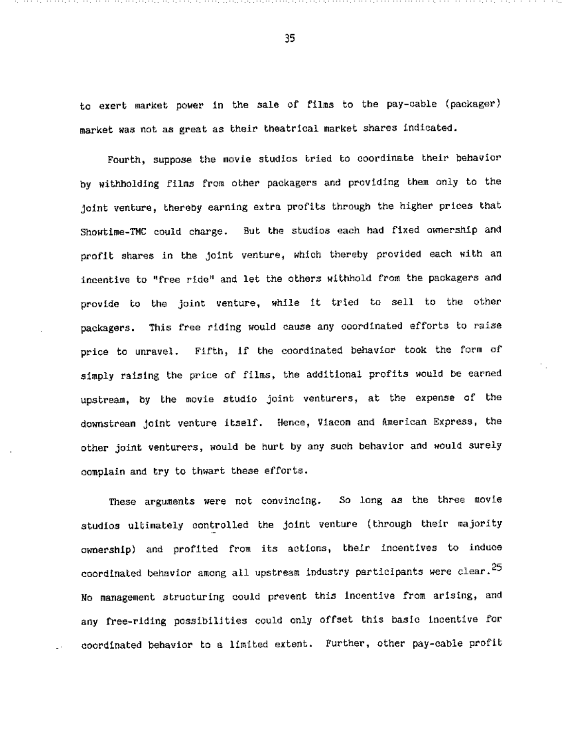to exert market power in the sale of films to the pay-cable (packager) market was not as great as their theatrical market shares indicated.

Fourth, suppose the movie studios tried to coordinate their behavior by withholding films from other packagers and providing them only to the joint venture, thereby earning extra profits through the higher prices that Showtime-TMC could charge. But the studios each had fixed ownership and profit shares in the joint venture, which thereby provided each with an incentive to "free ride" and let the others withhold from the packagers and provide to the joint venture, while it tried to sell to the other packagers. This free riding would cause any coordinated efforts to raise price to unravel. Fifth, if the coordinated behavior took the form of simply raising the price of films, the additional profits would be earned upstream, by the movie studio joint venturers, at the expense of the downstream joint venture itself. Hence, Viacom and American Express, the other joint venturers, would be hurt by any such behavior and would surely complain and try to thwart these efforts.

These arguments were not convincing. So long as the three movie studios ultimately controlled the joint venture (through their majority ownership) and profited from its actions, their incentives to induce coordinated behavior among all upstream industry participants were clear.[25] No management structuring could prevent this incentive from arising, and any free-riding possibilities could only offset this basic incentive for coordinated behavior to a limited extent. Further, other pay-cable profit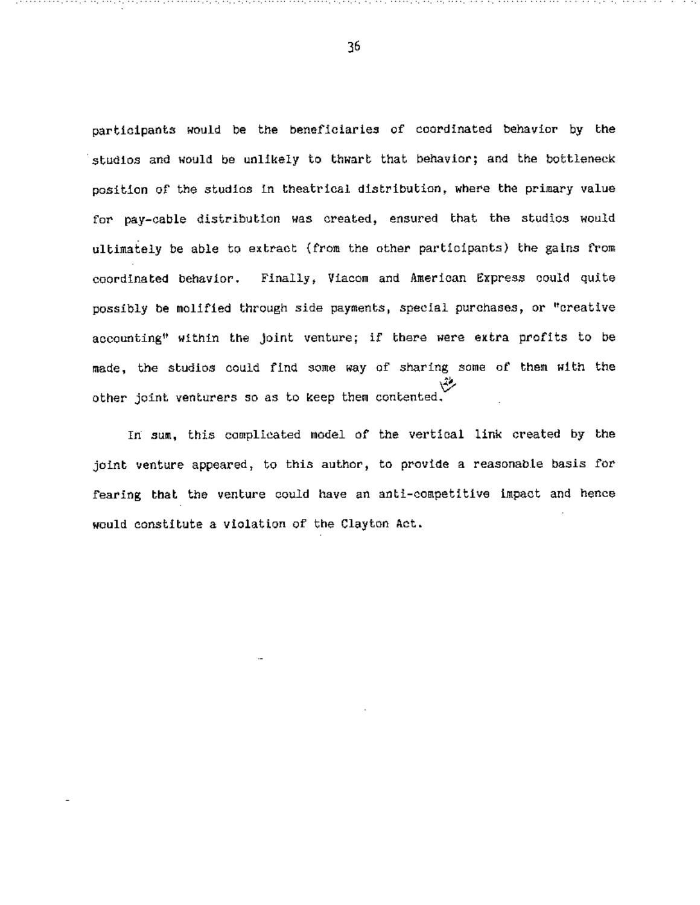participants would be the beneficiaries of coordinated behavior by the studios and would be unlikely to thwart that behavior; and the bottleneck position of the studios in theatrical distribution, where the primary value for pay-cable distribution was created, ensured that the studios would ultimately be able to extract (from the other participants) the gains from coordinated behavior. Finally, Viacom and American Express could quite possibly be mollified through side payments, special purchases, or "creative accounting" within the joint venture; if there were extra profits to be made, the studios could find some way of sharing some of them with the other joint venturers so as to keep them contented.

In sum, this complicated model of the vertical link created by the joint venture appeared, to this author, to provide a reasonable basis for fearing that the venture could have an anti-competitive impact and hence would constitute a violation of the Clayton Act.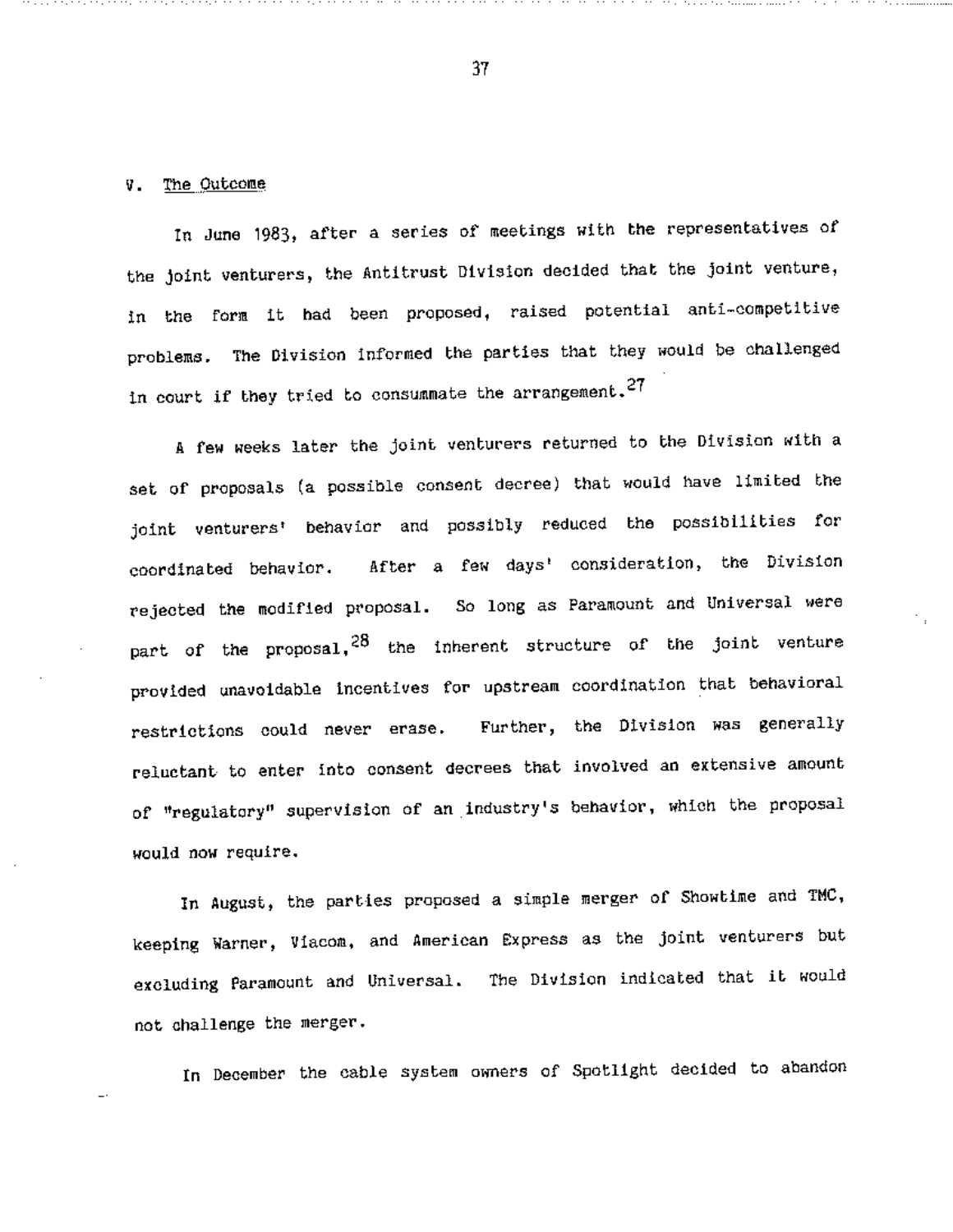## V. The Outcome

In June 1983, after a series of meetings with the representatives of the joint venturers, the Antitrust Division decided that the joint venture, in the form it had been proposed, raised potential anti-competitive problems. The Division informed the parties that they would be challenged in court if they tried to consummate the arrangement.[27]

A few weeks later the joint venturers returned to the Division with a set of proposals (a possible consent decree) that would have limited the joint venturers' behavior and possibly reduced the possibilities for coordinated behavior. After a few days' consideration, the Division rejected the modified proposal. So long as Paramount and Universal were part of the proposal,[28] the inherent structure of the joint venture provided unavoidable incentives for upstream coordination that behavioral restrictions could never erase. Further, the Division was generally reluctant to enter into consent decrees that involved an extensive amount of "regulatory" supervision of an industry's behavior, which the proposal would now require.

In August, the parties proposed a simple merger of Showtime and TMC, keeping Warner, Viacom, and American Express as the joint venturers but excluding Paramount and Universal. The Division indicated that it would not challenge the merger.

In December the cable system owners of Spotlight decided to abandon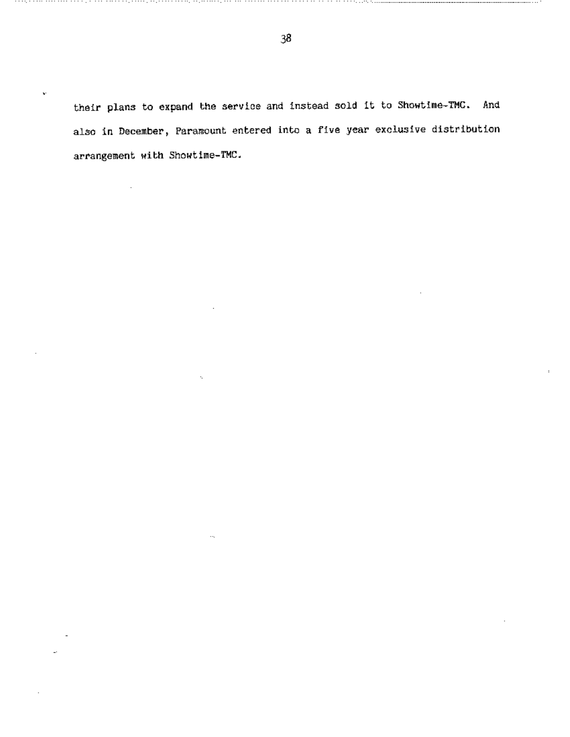their plans to expand the service and instead sold it to Showtime-TMC. And also in December, Paramount entered into a five year exclusive distribution arrangement with Showtime-TMC.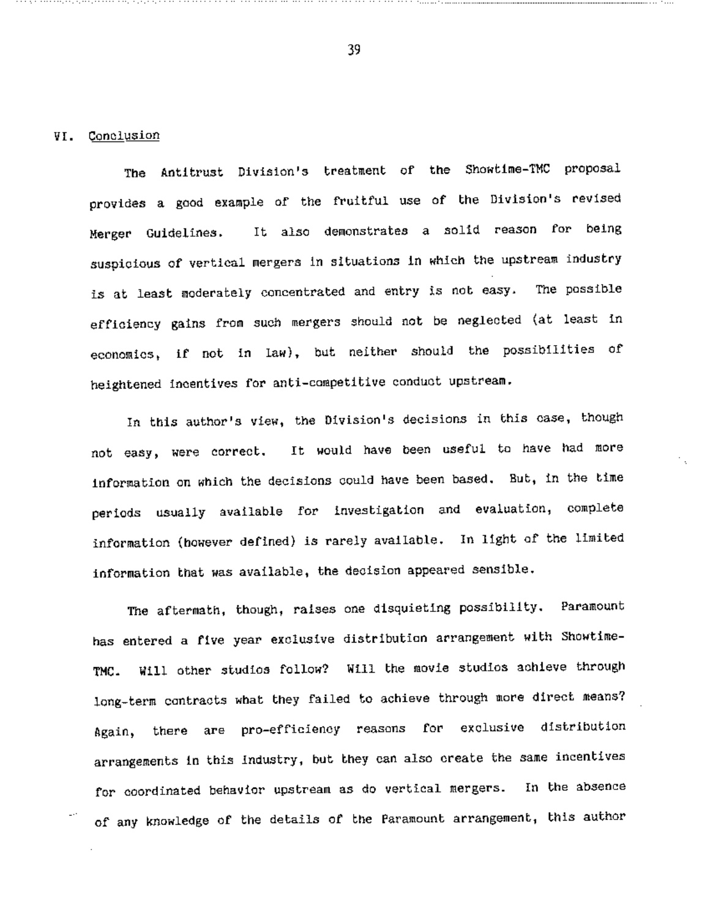## VI. Conclusion

The Antitrust Division's treatment of the Showtime-TMC proposal provides a good example of the fruitful use of the Division's revised Merger Guidelines. It also demonstrates a solid reason for being suspicious of vertical mergers in situations in which the upstream industry is at least moderately concentrated and entry is not easy. The possible efficiency gains from such mergers should not be neglected (at least in economics, if not in law), but neither should the possibilities of heightened incentives for anti-competitive conduct upstream.

In this author's view, the Division's decisions in this case, though not easy, were correct. It would have been useful to have had more information on which the decisions could have been based. But, in the time periods usually available for investigation and evaluation, complete information (however defined) is rarely available. In light of the limited information that was available, the decision appeared sensible.

The aftermath, though, raises one disquieting possibility. Paramount has entered a five year exclusive distribution arrangement with Showtime-TMC. Will other studios follow? Will the movie studios achieve through long-term contracts what they failed to achieve through more direct means? Again, there are pro-efficiency reasons for exclusive distribution arrangements in this industry, but they can also create the same incentives for coordinated behavior upstream as do vertical mergers. In the absence of any knowledge of the details of the Paramount arrangement, this author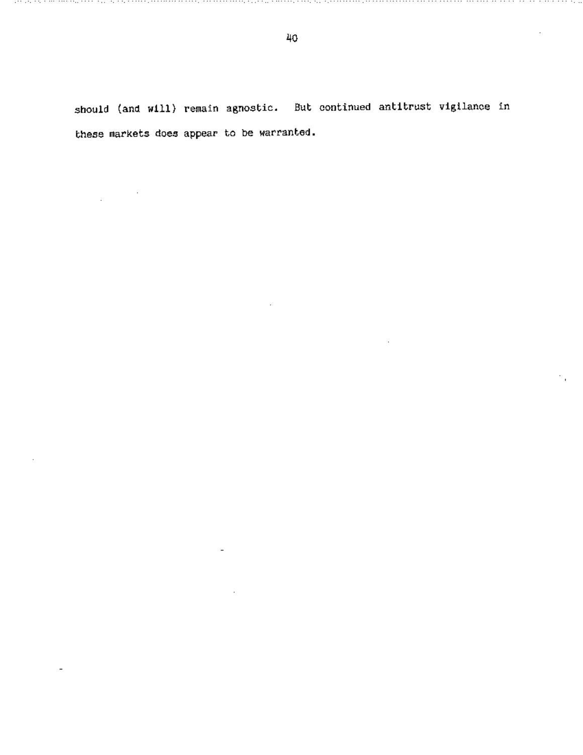should (and will) remain agnostic. But continued antitrust vigilance in these markets does appear to be warranted.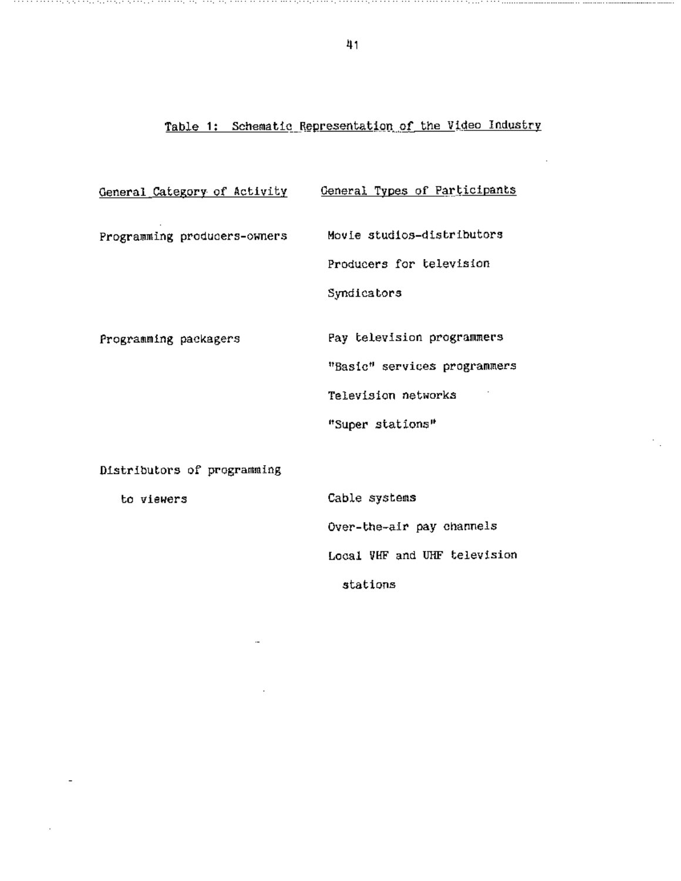Table 1: Schematic Representation of the Video Industry

| General Category of Activity | General Types of Participants |
| --- | --- |
| Programming producers-owners | Movie studios-distributors |
| | Producers for television |
| | Syndicators |
| Programming packagers | Pay television programmers |
| | "Basic" services programmers |
| | Television networks |
| | "Super stations" |
| Distributors of programming to viewers | Cable systems |
| | Over-the-air pay channels |
| | Local VHF and UHF television stations |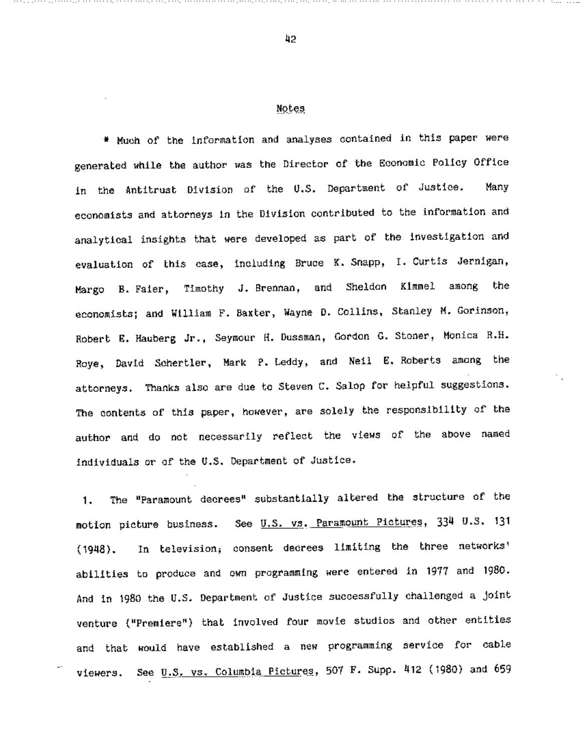## Notes

* Much of the information and analyses contained in this paper were generated while the author was the Director of the Economic Policy Office in the Antitrust Division of the U.S. Department of Justice. Many economists and attorneys in the Division contributed to the information and analytical insights that were developed as part of the investigation and evaluation of this case, including Bruce K. Snapp, I. Curtis Jernigan, Margo B. Faier, Timothy J. Brennan, and Sheldon Kimmel among the economists; and William F. Baxter, Wayne D. Collins, Stanley M. Gorinson, Robert E. Hauberg Jr., Seymour H. Dussman, Gordon G. Stoner, Monica R.H. Roye, David Schertler, Mark P. Leddy, and Neil E. Roberts among the attorneys. Thanks also are due to Steven C. Salop for helpful suggestions. The contents of this paper, however, are solely the responsibility of the author and do not necessarily reflect the views of the above named individuals or of the U.S. Department of Justice.

1. The "Paramount decrees" substantially altered the structure of the motion picture business. See U.S. vs. Paramount Pictures, 334 U.S. 131 (1948). In television, consent decrees limiting the three networks' abilities to produce and own programming were entered in 1977 and 1980. And in 1980 the U.S. Department of Justice successfully challenged a joint venture ("Premiere") that involved four movie studios and other entities and that would have established a new programming service for cable viewers. See U.S. vs. Columbia Pictures, 507 F. Supp. 412 (1980) and 659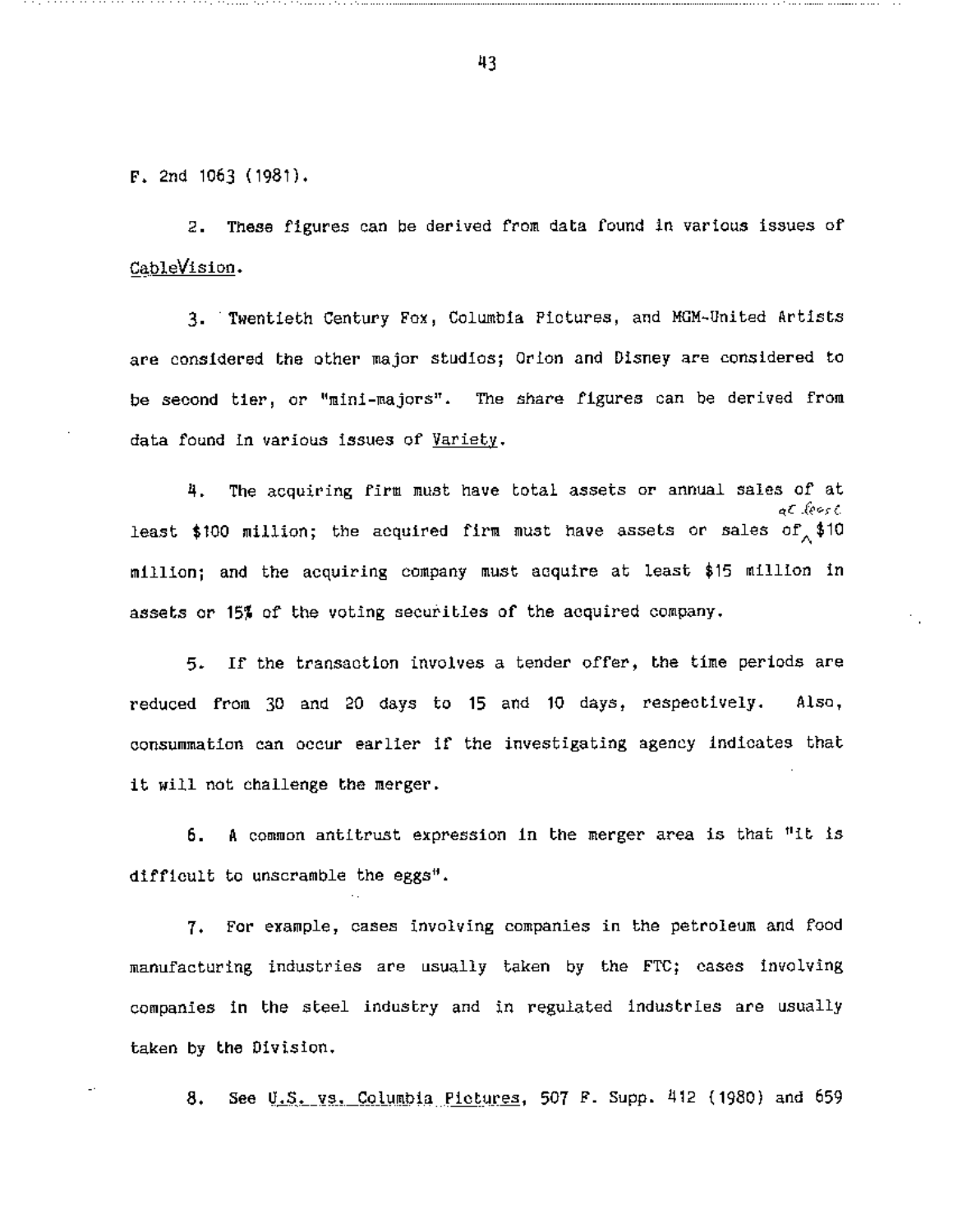F. 2nd 1063 (1981).

2. These figures can be derived from data found in various issues of CableVision.

3. Twentieth Century Fox, Columbia Pictures, and MGM-United Artists are considered the other major studios; Orion and Disney are considered to be second tier, or "mini-majors". The share figures can be derived from data found in various issues of Variety.

4. The acquiring firm must have total assets or annual sales of at least $100 million; the acquired firm must have assets or sales of at least $10 million; and the acquiring company must acquire at least $15 million in assets or 15% of the voting securities of the acquired company.

5. If the transaction involves a tender offer, the time periods are reduced from 30 and 20 days to 15 and 10 days, respectively. Also, consummation can occur earlier if the investigating agency indicates that it will not challenge the merger.

6. A common antitrust expression in the merger area is that "it is difficult to unscramble the eggs".

7. For example, cases involving companies in the petroleum and food manufacturing industries are usually taken by the FTC; cases involving companies in the steel industry and in regulated industries are usually taken by the Division.

8. See U.S. vs. Columbia Pictures, 507 F. Supp. 412 (1980) and 659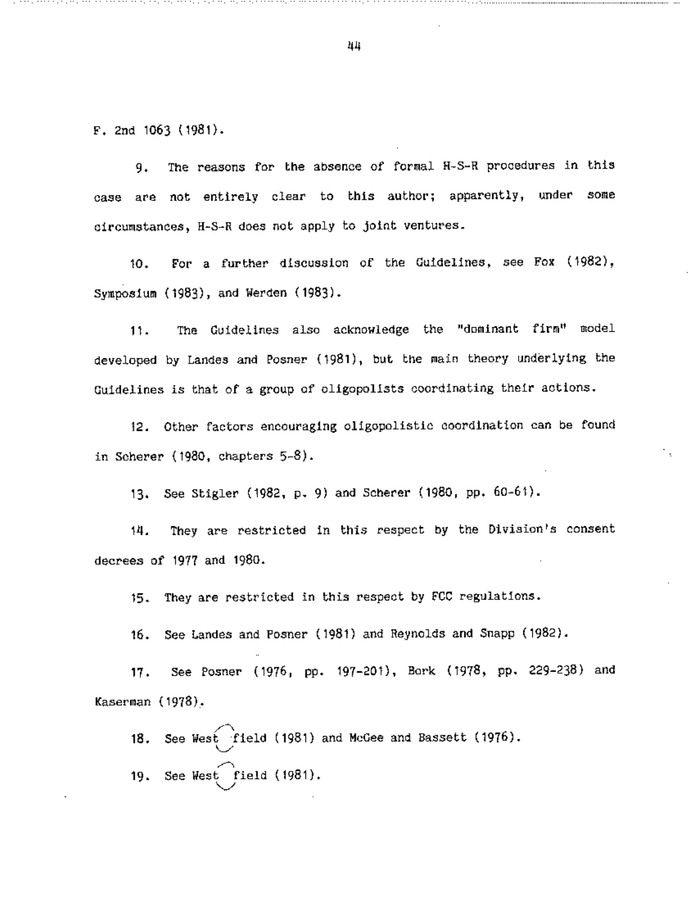F. 2nd 1063 (1981).

9. The reasons for the absence of formal H-S-R procedures in this case are not entirely clear to this author; apparently, under some circumstances, H-S-R does not apply to joint ventures.

10. For a further discussion of the Guidelines, see Fox (1982), Symposium (1983), and Werden (1983).

11. The Guidelines also acknowledge the "dominant firm" model developed by Landes and Posner (1981), but the main theory underlying the Guidelines is that of a group of oligopolists coordinating their actions.

12. Other factors encouraging oligopolistic coordination can be found in Scherer (1980, chapters 5-8).

13. See Stigler (1982, p. 9) and Scherer (1980, pp. 60-61).

14. They are restricted in this respect by the Division's consent decrees of 1977 and 1980.

15. They are restricted in this respect by FCC regulations.

16. See Landes and Posner (1981) and Reynolds and Snapp (1982).

17. See Posner (1976, pp. 197-201), Bork (1978, pp. 229-238) and Kaserman (1978).

18. See Westfield (1981) and McGee and Bassett (1976).

19. See Westfield (1981).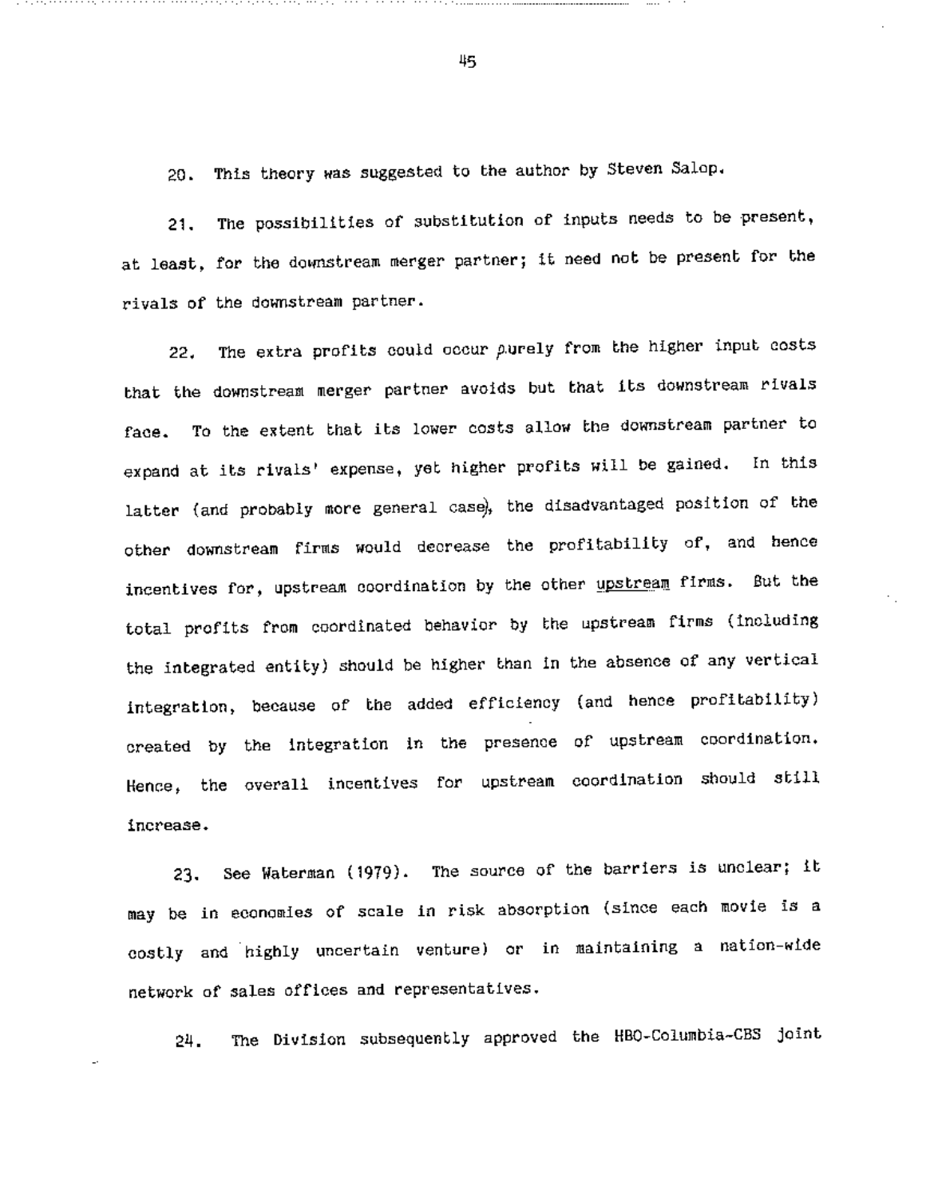20. This theory was suggested to the author by Steven Salop.

21. The possibilities of substitution of inputs needs to be present, at least, for the downstream merger partner; it need not be present for the rivals of the downstream partner.

22. The extra profits could occur purely from the higher input costs that the downstream merger partner avoids but that its downstream rivals face. To the extent that its lower costs allow the downstream partner to expand at its rivals' expense, yet higher profits will be gained. In this latter (and probably more general case), the disadvantaged position of the other downstream firms would decrease the profitability of, and hence incentives for, upstream coordination by the other upstream firms. But the total profits from coordinated behavior by the upstream firms (including the integrated entity) should be higher than in the absence of any vertical integration, because of the added efficiency (and hence profitability) created by the integration in the presence of upstream coordination. Hence, the overall incentives for upstream coordination should still increase.

23. See Waterman (1979). The source of the barriers is unclear; it may be in economies of scale in risk absorption (since each movie is a costly and highly uncertain venture) or in maintaining a nation-wide network of sales offices and representatives.

24. The Division subsequently approved the HBO-Columbia-CBS joint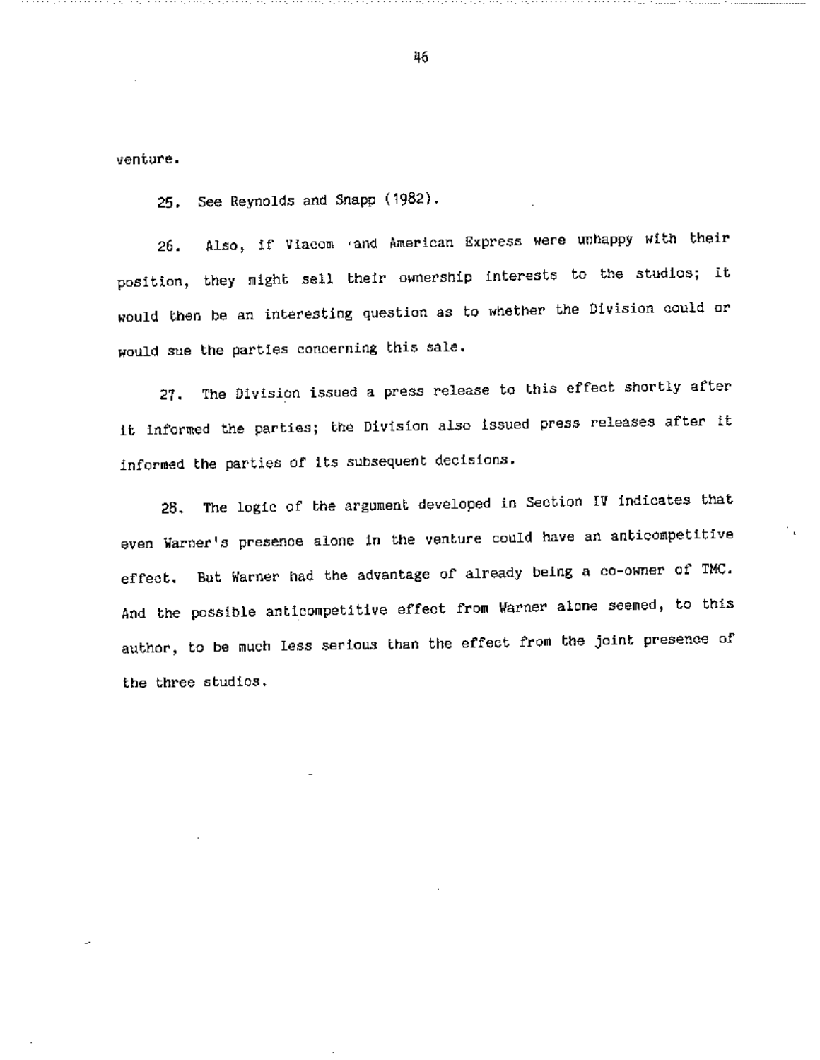venture.

25. See Reynolds and Snapp (1982).

26. Also, if Viacom and American Express were unhappy with their position, they might sell their ownership interests to the studios; it would then be an interesting question as to whether the Division could or would sue the parties concerning this sale.

27. The Division issued a press release to this effect shortly after it informed the parties; the Division also issued press releases after it informed the parties of its subsequent decisions.

28. The logic of the argument developed in Section IV indicates that even Warner's presence alone in the venture could have an anticompetitive effect. But Warner had the advantage of already being a co-owner of TMC. And the possible anticompetitive effect from Warner alone seemed, to this author, to be much less serious than the effect from the joint presence of the three studios.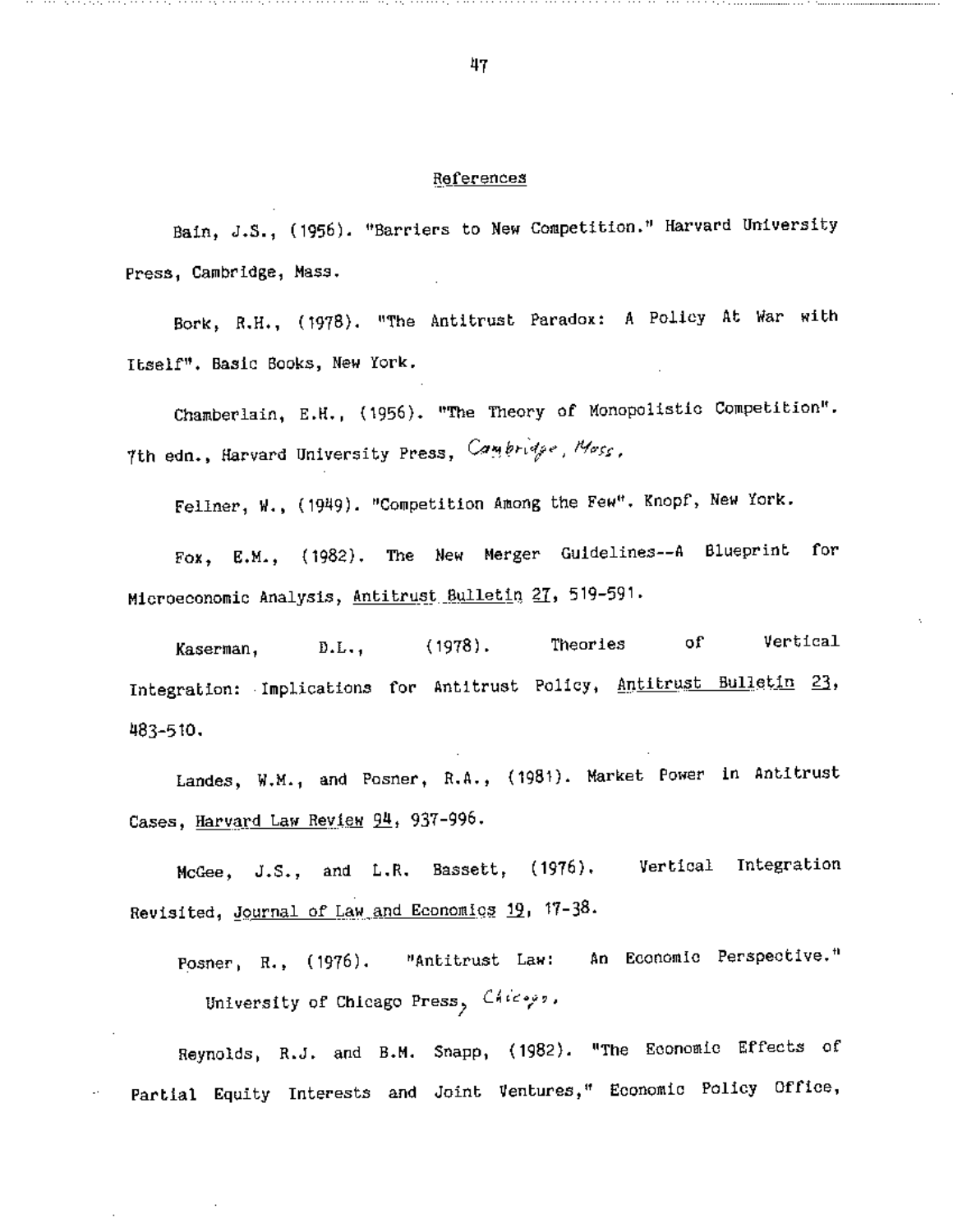## References

Bain, J.S., (1956). "Barriers to New Competition." Harvard University Press, Cambridge, Mass.

Bork, R.H., (1978). "The Antitrust Paradox: A Policy At War with Itself". Basic Books, New York.

Chamberlain, E.H., (1956). "The Theory of Monopolistic Competition". 7th edn., Harvard University Press, Cambridge, Mass.

Fellner, W., (1949). "Competition Among the Few". Knopf, New York.

Fox, E.M., (1982). The New Merger Guidelines--A Blueprint for Microeconomic Analysis, Antitrust Bulletin 27, 519-591.

Kaserman, D.L., (1978). Theories of Vertical Integration: Implications for Antitrust Policy, Antitrust Bulletin 23, 483-510.

Landes, W.M., and Posner, R.A., (1981). Market Power in Antitrust Cases, Harvard Law Review 94, 937-996.

McGee, J.S., and L.R. Bassett, (1976). Vertical Integration Revisited, Journal of Law and Economics 19, 17-38.

Posner, R., (1976). "Antitrust Law: An Economic Perspective." University of Chicago Press, Chicago.

Reynolds, R.J. and B.M. Snapp, (1982). "The Economic Effects of Partial Equity Interests and Joint Ventures," Economic Policy Office,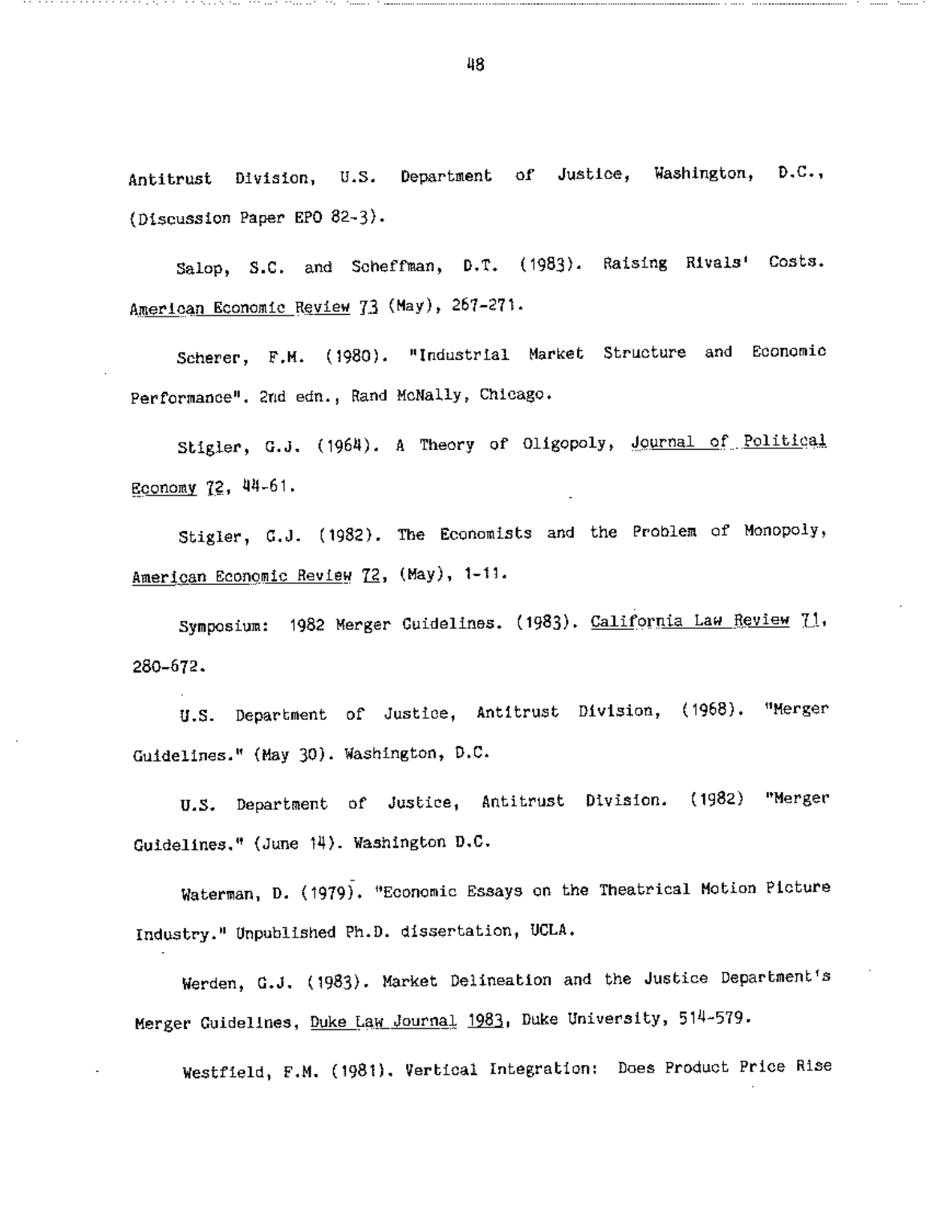Antitrust Division, U.S. Department of Justice, Washington, D.C., (Discussion Paper EPO 82-3).

Salop, S.C. and Scheffman, D.T. (1983). Raising Rivals' Costs. American Economic Review 73 (May), 267-271.

Scherer, F.M. (1980). "Industrial Market Structure and Economic Performance". 2nd edn., Rand McNally, Chicago.

Stigler, G.J. (1964). A Theory of Oligopoly, Journal of Political Economy 72, 44-61.

Stigler, G.J. (1982). The Economists and the Problem of Monopoly, American Economic Review 72, (May), 1-11.

Symposium: 1982 Merger Guidelines. (1983). California Law Review 71, 280-672.

U.S. Department of Justice, Antitrust Division, (1968). "Merger Guidelines." (May 30). Washington, D.C.

U.S. Department of Justice, Antitrust Division. (1982) "Merger Guidelines." (June 14). Washington D.C.

Waterman, D. (1979). "Economic Essays on the Theatrical Motion Picture Industry." Unpublished Ph.D. dissertation, UCLA.

Werden, G.J. (1983). Market Delineation and the Justice Department's Merger Guidelines, Duke Law Journal 1983, Duke University, 514-579.

Westfield, F.M. (1981). Vertical Integration: Does Product Price Rise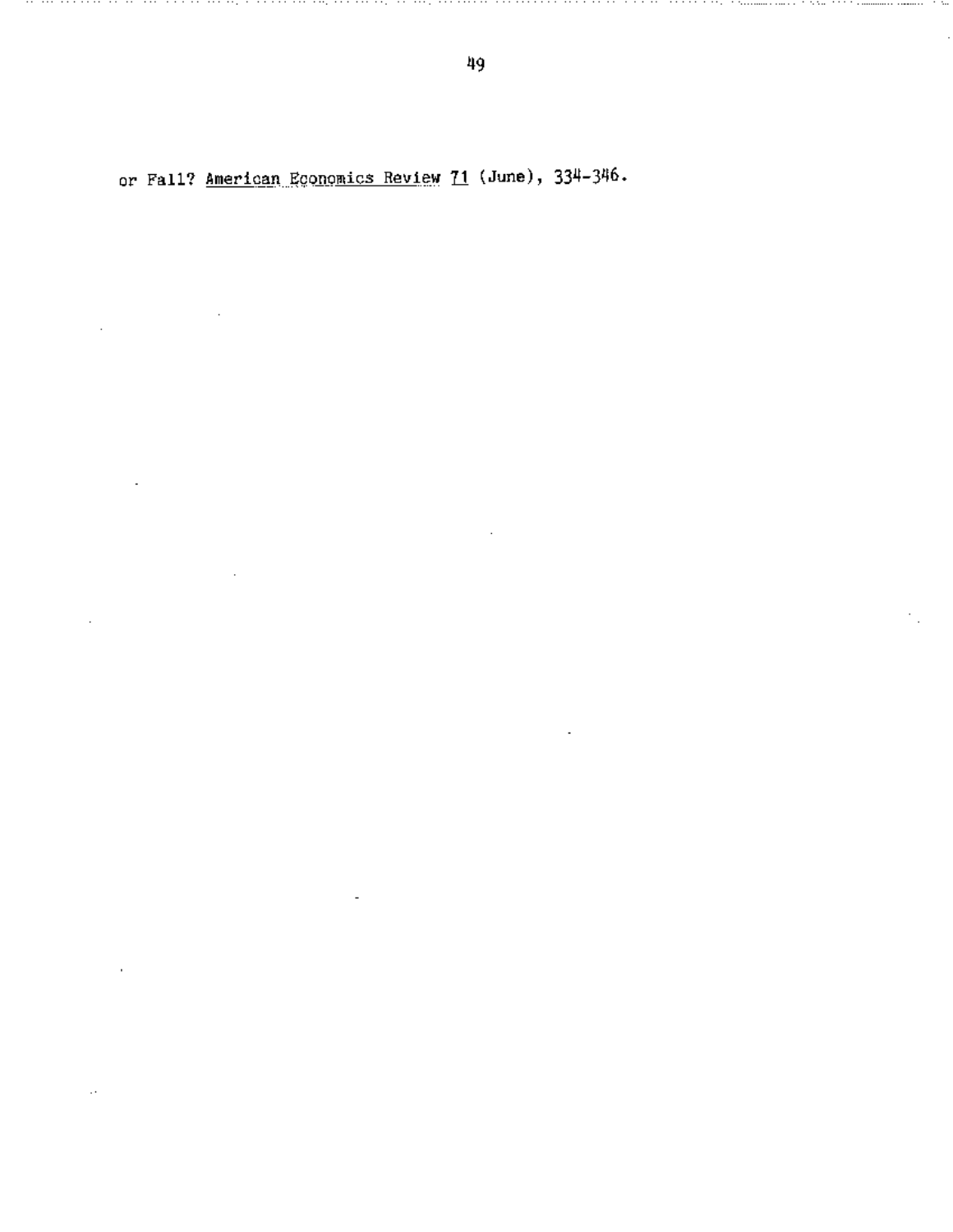or Fall? American Economics Review 71 (June), 334-346.